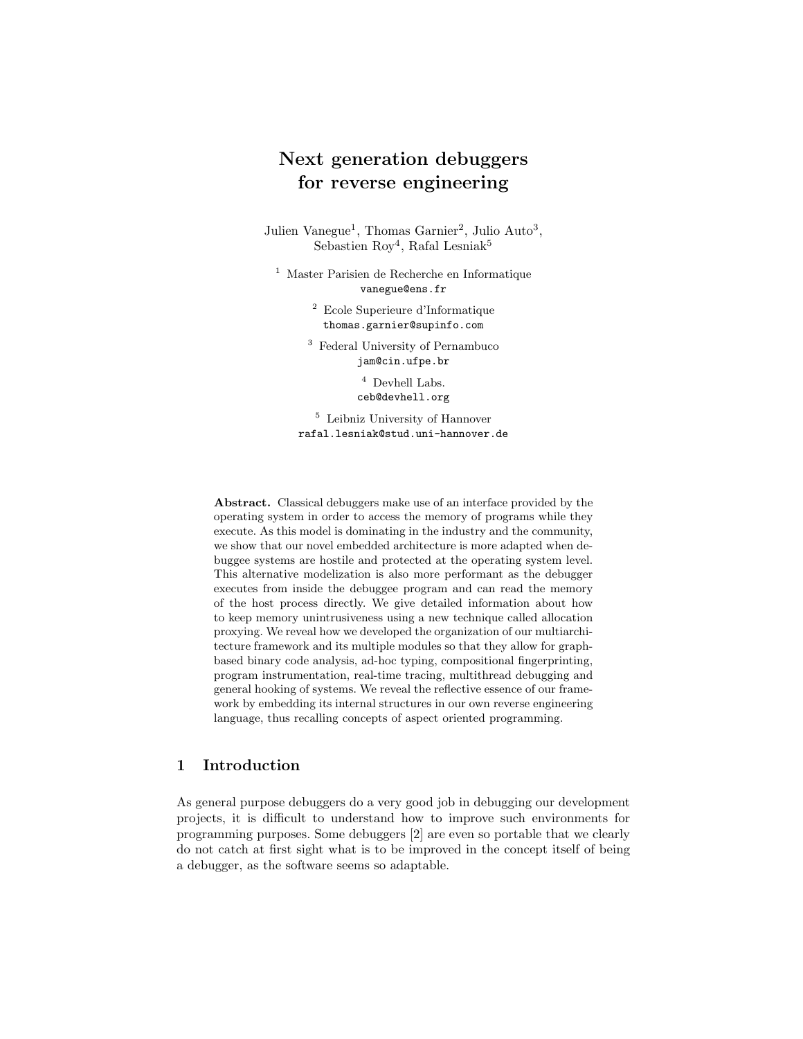# Next generation debuggers for reverse engineering

Julien Vanegue[1], Thomas Garnier[2], Julio Auto[3], Sebastien Roy[4], Rafal Lesniak[5]

[1] Master Parisien de Recherche en Informatique
vanegue@ens.fr

[2] Ecole Superieure d'Informatique
thomas.garnier@supinfo.com

[3] Federal University of Pernambuco
jam@cin.ufpe.br

[4] Devhell Labs.
ceb@devhell.org

[5] Leibniz University of Hannover
rafal.lesniak@stud.uni-hannover.de

**Abstract.** Classical debuggers make use of an interface provided by the operating system in order to access the memory of programs while they execute. As this model is dominating in the industry and the community, we show that our novel embedded architecture is more adapted when debuggee systems are hostile and protected at the operating system level. This alternative modelization is also more performant as the debugger executes from inside the debuggee program and can read the memory of the host process directly. We give detailed information about how to keep memory unintrusiveness using a new technique called allocation proxying. We reveal how we developed the organization of our multiarchitecture framework and its multiple modules so that they allow for graph-based binary code analysis, ad-hoc typing, compositional fingerprinting, program instrumentation, real-time tracing, multithread debugging and general hooking of systems. We reveal the reflective essence of our framework by embedding its internal structures in our own reverse engineering language, thus recalling concepts of aspect oriented programming.

## 1 Introduction

As general purpose debuggers do a very good job in debugging our development projects, it is difficult to understand how to improve such environments for programming purposes. Some debuggers [2] are even so portable that we clearly do not catch at first sight what is to be improved in the concept itself of being a debugger, as the software seems so adaptable.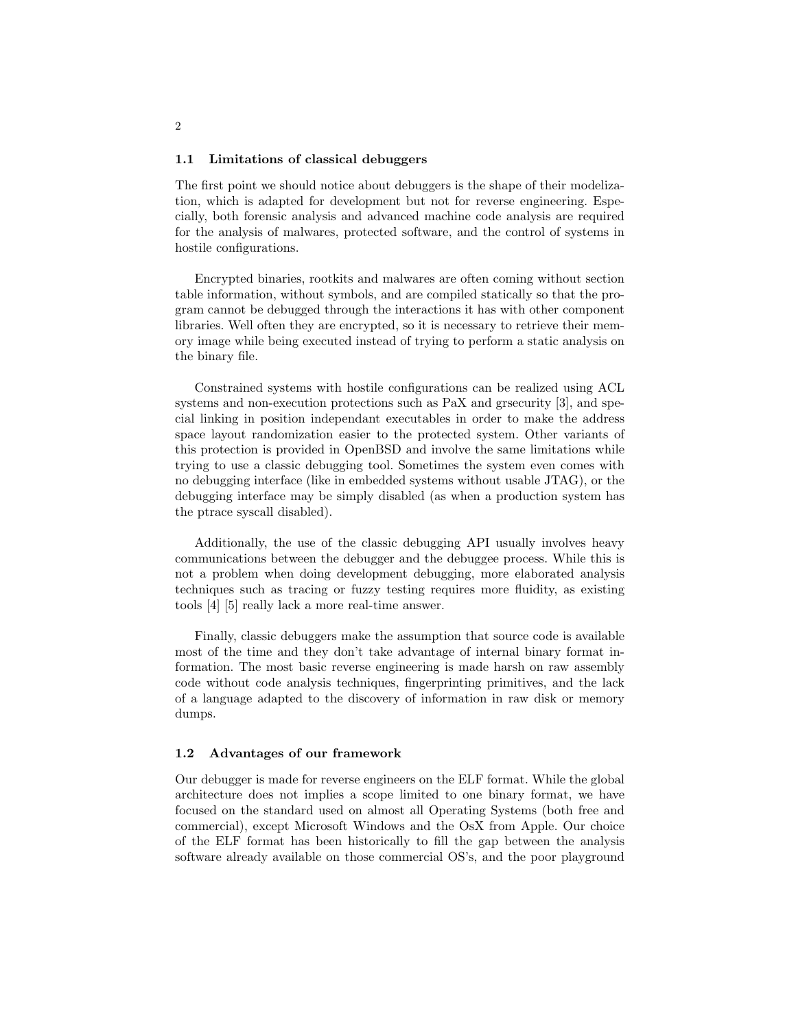### 1.1 Limitations of classical debuggers

The first point we should notice about debuggers is the shape of their modelization, which is adapted for development but not for reverse engineering. Especially, both forensic analysis and advanced machine code analysis are required for the analysis of malwares, protected software, and the control of systems in hostile configurations.

Encrypted binaries, rootkits and malwares are often coming without section table information, without symbols, and are compiled statically so that the program cannot be debugged through the interactions it has with other component libraries. Well often they are encrypted, so it is necessary to retrieve their memory image while being executed instead of trying to perform a static analysis on the binary file.

Constrained systems with hostile configurations can be realized using ACL systems and non-execution protections such as PaX and grsecurity [3], and special linking in position independant executables in order to make the address space layout randomization easier to the protected system. Other variants of this protection is provided in OpenBSD and involve the same limitations while trying to use a classic debugging tool. Sometimes the system even comes with no debugging interface (like in embedded systems without usable JTAG), or the debugging interface may be simply disabled (as when a production system has the ptrace syscall disabled).

Additionally, the use of the classic debugging API usually involves heavy communications between the debugger and the debuggee process. While this is not a problem when doing development debugging, more elaborated analysis techniques such as tracing or fuzzy testing requires more fluidity, as existing tools [4] [5] really lack a more real-time answer.

Finally, classic debuggers make the assumption that source code is available most of the time and they don't take advantage of internal binary format information. The most basic reverse engineering is made harsh on raw assembly code without code analysis techniques, fingerprinting primitives, and the lack of a language adapted to the discovery of information in raw disk or memory dumps.

### 1.2 Advantages of our framework

Our debugger is made for reverse engineers on the ELF format. While the global architecture does not implies a scope limited to one binary format, we have focused on the standard used on almost all Operating Systems (both free and commercial), except Microsoft Windows and the OsX from Apple. Our choice of the ELF format has been historically to fill the gap between the analysis software already available on those commercial OS's, and the poor playground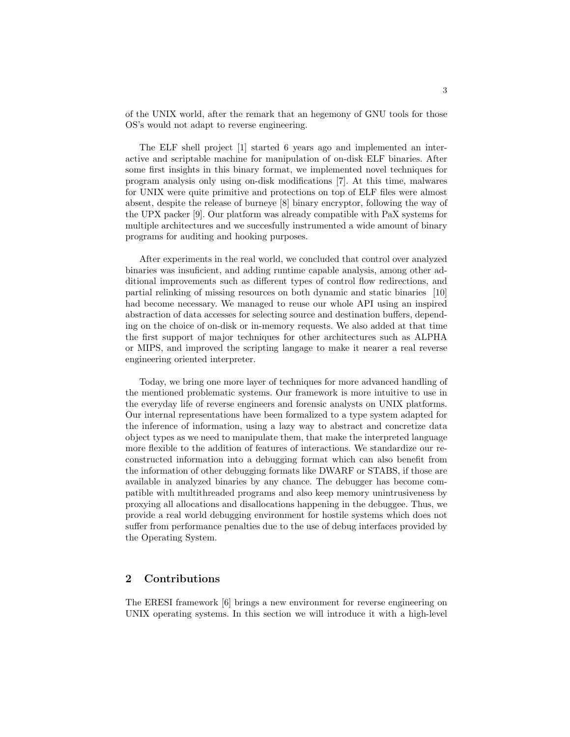of the UNIX world, after the remark that an hegemony of GNU tools for those OS's would not adapt to reverse engineering.

The ELF shell project [1] started 6 years ago and implemented an interactive and scriptable machine for manipulation of on-disk ELF binaries. After some first insights in this binary format, we implemented novel techniques for program analysis only using on-disk modifications [7]. At this time, malwares for UNIX were quite primitive and protections on top of ELF files were almost absent, despite the release of burneye [8] binary encryptor, following the way of the UPX packer [9]. Our platform was already compatible with PaX systems for multiple architectures and we succesfully instrumented a wide amount of binary programs for auditing and hooking purposes.

After experiments in the real world, we concluded that control over analyzed binaries was insuficient, and adding runtime capable analysis, among other additional improvements such as different types of control flow redirections, and partial relinking of missing resources on both dynamic and static binaries [10] had become necessary. We managed to reuse our whole API using an inspired abstraction of data accesses for selecting source and destination buffers, depending on the choice of on-disk or in-memory requests. We also added at that time the first support of major techniques for other architectures such as ALPHA or MIPS, and improved the scripting langage to make it nearer a real reverse engineering oriented interpreter.

Today, we bring one more layer of techniques for more advanced handling of the mentioned problematic systems. Our framework is more intuitive to use in the everyday life of reverse engineers and forensic analysts on UNIX platforms. Our internal representations have been formalized to a type system adapted for the inference of information, using a lazy way to abstract and concretize data object types as we need to manipulate them, that make the interpreted language more flexible to the addition of features of interactions. We standardize our reconstructed information into a debugging format which can also benefit from the information of other debugging formats like DWARF or STABS, if those are available in analyzed binaries by any chance. The debugger has become compatible with multithreaded programs and also keep memory unintrusiveness by proxying all allocations and disallocations happening in the debuggee. Thus, we provide a real world debugging environment for hostile systems which does not suffer from performance penalties due to the use of debug interfaces provided by the Operating System.

## 2 Contributions

The ERESI framework [6] brings a new environment for reverse engineering on UNIX operating systems. In this section we will introduce it with a high-level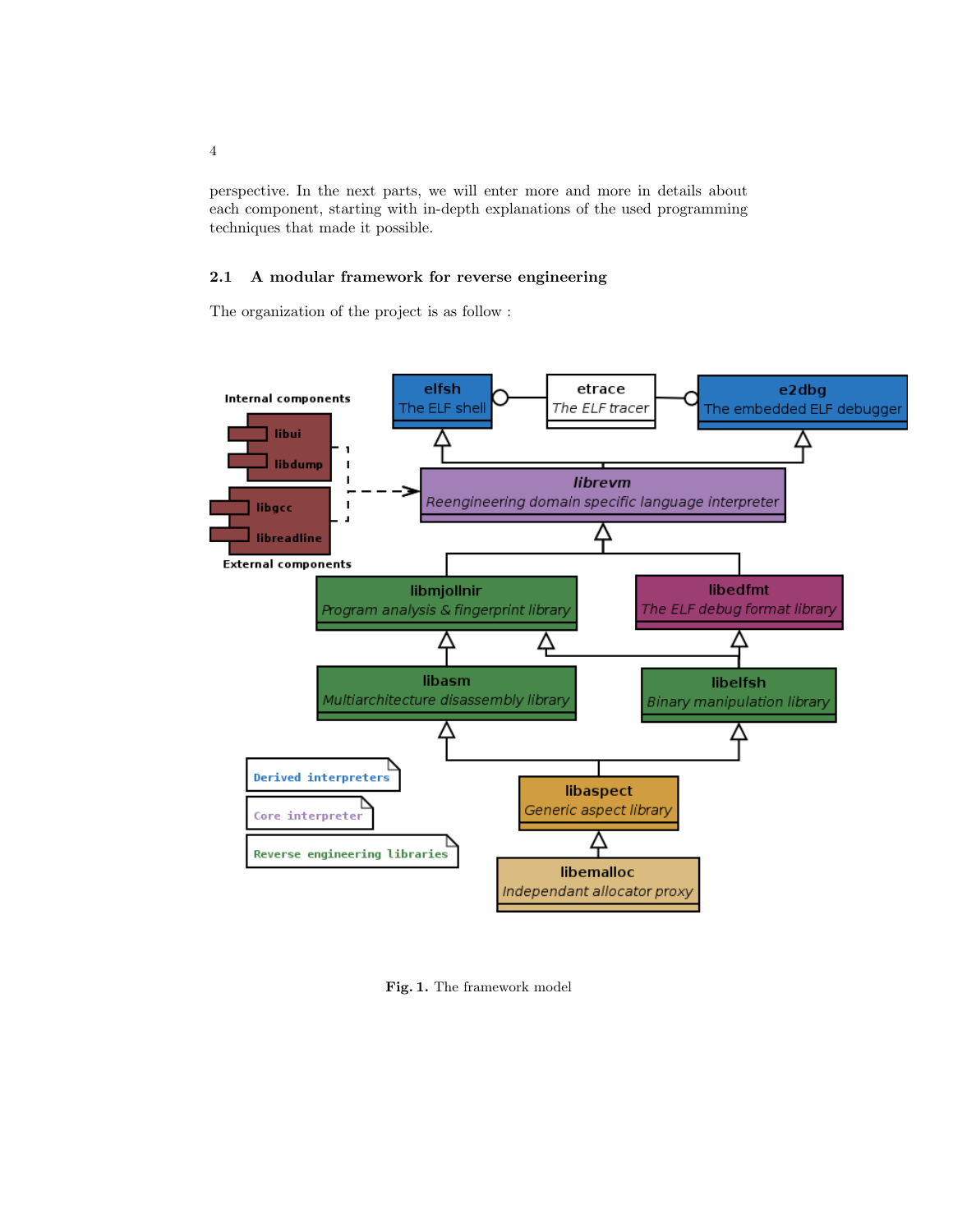perspective. In the next parts, we will enter more and more in details about each component, starting with in-depth explanations of the used programming techniques that made it possible.

### 2.1 A modular framework for reverse engineering

The organization of the project is as follow :

**Fig. 1.** The framework model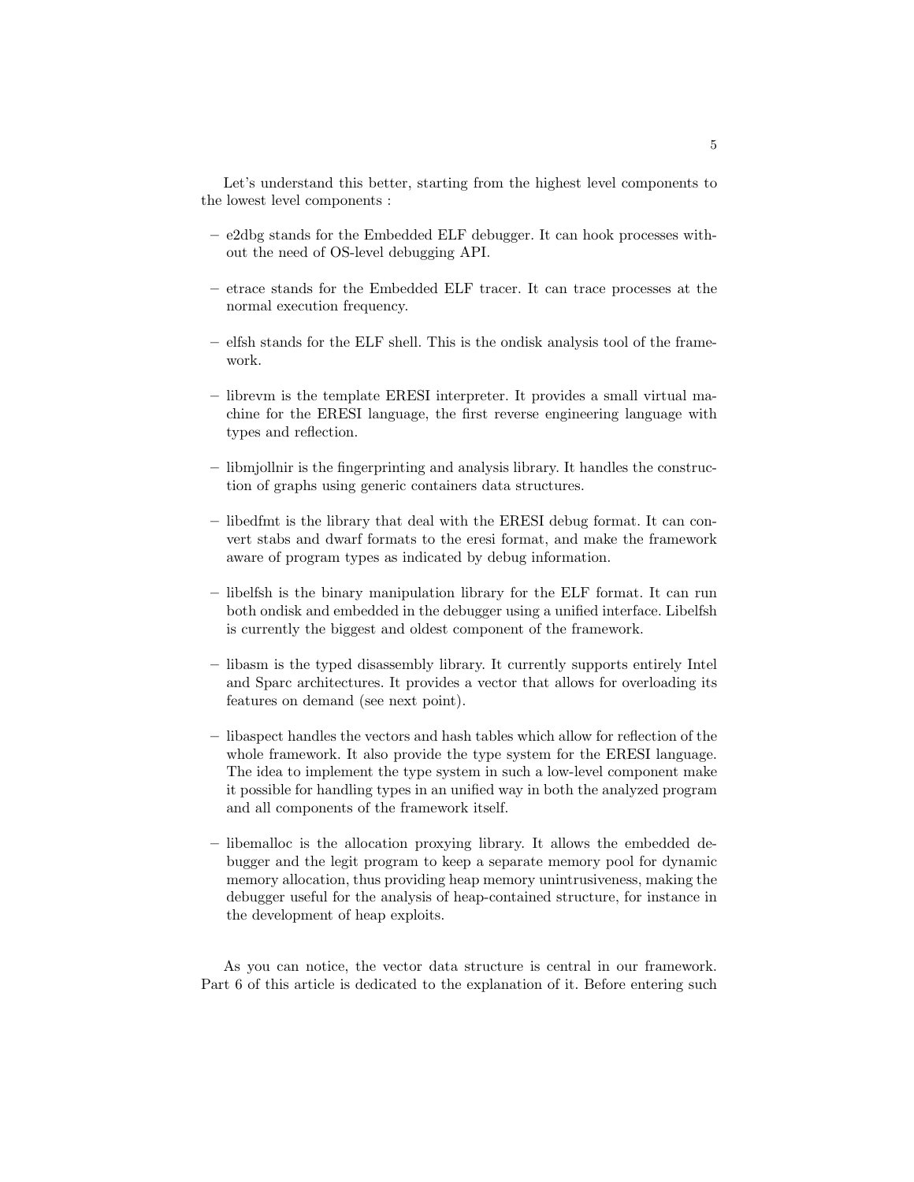Let's understand this better, starting from the highest level components to the lowest level components :

- e2dbg stands for the Embedded ELF debugger. It can hook processes without the need of OS-level debugging API.
- etrace stands for the Embedded ELF tracer. It can trace processes at the normal execution frequency.
- elfsh stands for the ELF shell. This is the ondisk analysis tool of the framework.
- librevm is the template ERESI interpreter. It provides a small virtual machine for the ERESI language, the first reverse engineering language with types and reflection.
- libmjollnir is the fingerprinting and analysis library. It handles the construction of graphs using generic containers data structures.
- libedfmt is the library that deal with the ERESI debug format. It can convert stabs and dwarf formats to the eresi format, and make the framework aware of program types as indicated by debug information.
- libelfsh is the binary manipulation library for the ELF format. It can run both ondisk and embedded in the debugger using a unified interface. Libelfsh is currently the biggest and oldest component of the framework.
- libasm is the typed disassembly library. It currently supports entirely Intel and Sparc architectures. It provides a vector that allows for overloading its features on demand (see next point).
- libaspect handles the vectors and hash tables which allow for reflection of the whole framework. It also provide the type system for the ERESI language. The idea to implement the type system in such a low-level component make it possible for handling types in an unified way in both the analyzed program and all components of the framework itself.
- libemalloc is the allocation proxying library. It allows the embedded debugger and the legit program to keep a separate memory pool for dynamic memory allocation, thus providing heap memory unintrusiveness, making the debugger useful for the analysis of heap-contained structure, for instance in the development of heap exploits.

As you can notice, the vector data structure is central in our framework. Part 6 of this article is dedicated to the explanation of it. Before entering such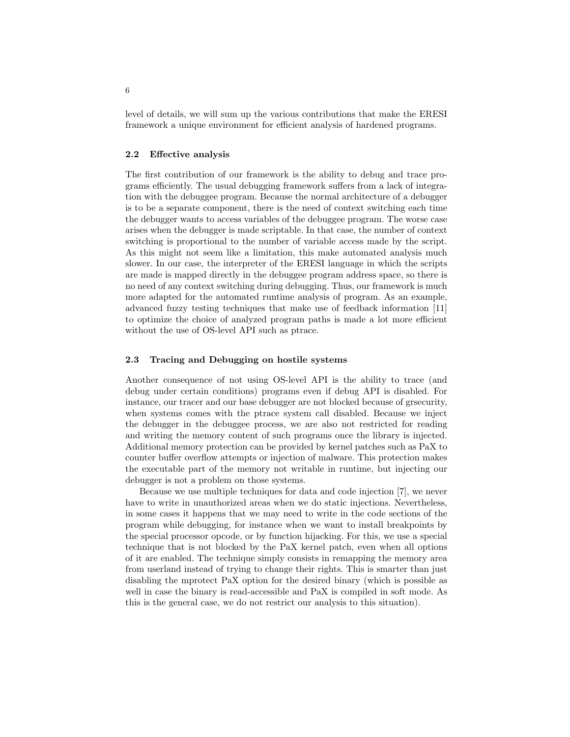level of details, we will sum up the various contributions that make the ERESI framework a unique environment for efficient analysis of hardened programs.

### 2.2 Effective analysis

The first contribution of our framework is the ability to debug and trace programs efficiently. The usual debugging framework suffers from a lack of integration with the debuggee program. Because the normal architecture of a debugger is to be a separate component, there is the need of context switching each time the debugger wants to access variables of the debuggee program. The worse case arises when the debugger is made scriptable. In that case, the number of context switching is proportional to the number of variable access made by the script. As this might not seem like a limitation, this make automated analysis much slower. In our case, the interpreter of the ERESI language in which the scripts are made is mapped directly in the debuggee program address space, so there is no need of any context switching during debugging. Thus, our framework is much more adapted for the automated runtime analysis of program. As an example, advanced fuzzy testing techniques that make use of feedback information [11] to optimize the choice of analyzed program paths is made a lot more efficient without the use of OS-level API such as ptrace.

### 2.3 Tracing and Debugging on hostile systems

Another consequence of not using OS-level API is the ability to trace (and debug under certain conditions) programs even if debug API is disabled. For instance, our tracer and our base debugger are not blocked because of grsecurity, when systems comes with the ptrace system call disabled. Because we inject the debugger in the debuggee process, we are also not restricted for reading and writing the memory content of such programs once the library is injected. Additional memory protection can be provided by kernel patches such as PaX to counter buffer overflow attempts or injection of malware. This protection makes the executable part of the memory not writable in runtime, but injecting our debugger is not a problem on those systems.

Because we use multiple techniques for data and code injection [7], we never have to write in unauthorized areas when we do static injections. Nevertheless, in some cases it happens that we may need to write in the code sections of the program while debugging, for instance when we want to install breakpoints by the special processor opcode, or by function hijacking. For this, we use a special technique that is not blocked by the PaX kernel patch, even when all options of it are enabled. The technique simply consists in remapping the memory area from userland instead of trying to change their rights. This is smarter than just disabling the mprotect PaX option for the desired binary (which is possible as well in case the binary is read-accessible and PaX is compiled in soft mode. As this is the general case, we do not restrict our analysis to this situation).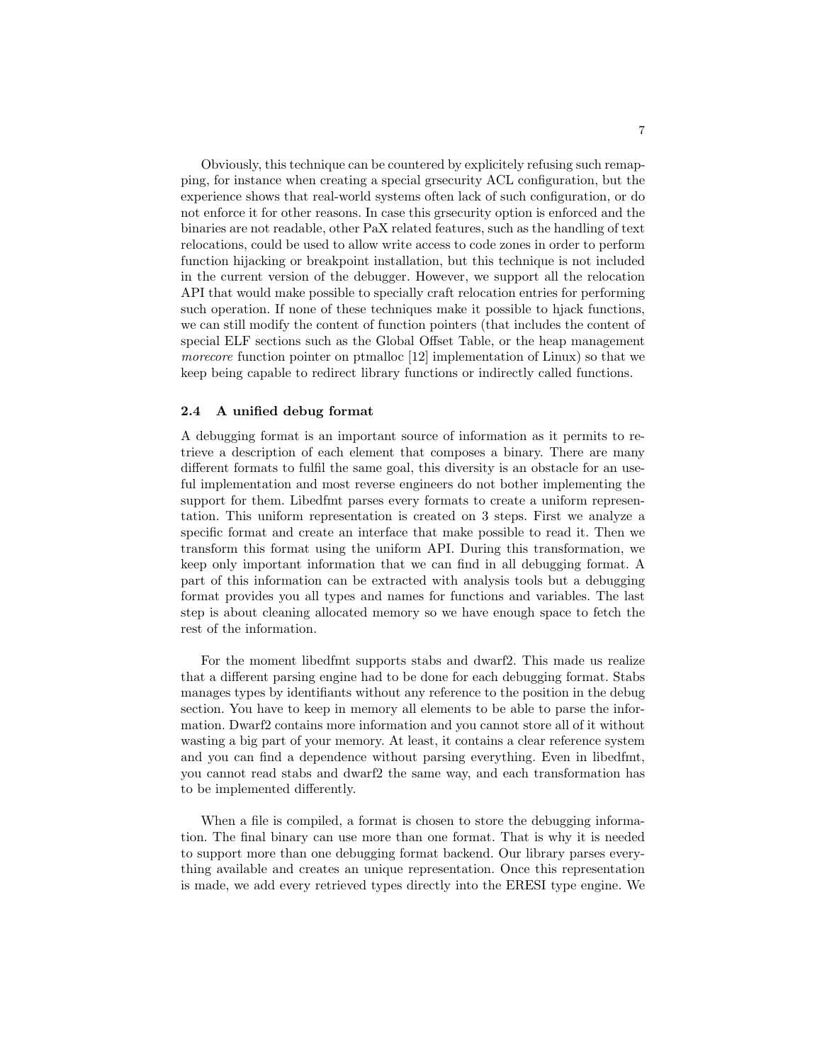Obviously, this technique can be countered by explicitely refusing such remapping, for instance when creating a special grsecurity ACL configuration, but the experience shows that real-world systems often lack of such configuration, or do not enforce it for other reasons. In case this grsecurity option is enforced and the binaries are not readable, other PaX related features, such as the handling of text relocations, could be used to allow write access to code zones in order to perform function hijacking or breakpoint installation, but this technique is not included in the current version of the debugger. However, we support all the relocation API that would make possible to specially craft relocation entries for performing such operation. If none of these techniques make it possible to hjack functions, we can still modify the content of function pointers (that includes the content of special ELF sections such as the Global Offset Table, or the heap management *morecore* function pointer on ptmalloc [12] implementation of Linux) so that we keep being capable to redirect library functions or indirectly called functions.

### 2.4 A unified debug format

A debugging format is an important source of information as it permits to retrieve a description of each element that composes a binary. There are many different formats to fulfil the same goal, this diversity is an obstacle for an useful implementation and most reverse engineers do not bother implementing the support for them. Libedfmt parses every formats to create a uniform representation. This uniform representation is created on 3 steps. First we analyze a specific format and create an interface that make possible to read it. Then we transform this format using the uniform API. During this transformation, we keep only important information that we can find in all debugging format. A part of this information can be extracted with analysis tools but a debugging format provides you all types and names for functions and variables. The last step is about cleaning allocated memory so we have enough space to fetch the rest of the information.

For the moment libedfmt supports stabs and dwarf2. This made us realize that a different parsing engine had to be done for each debugging format. Stabs manages types by identifiants without any reference to the position in the debug section. You have to keep in memory all elements to be able to parse the information. Dwarf2 contains more information and you cannot store all of it without wasting a big part of your memory. At least, it contains a clear reference system and you can find a dependence without parsing everything. Even in libedfmt, you cannot read stabs and dwarf2 the same way, and each transformation has to be implemented differently.

When a file is compiled, a format is chosen to store the debugging information. The final binary can use more than one format. That is why it is needed to support more than one debugging format backend. Our library parses everything available and creates an unique representation. Once this representation is made, we add every retrieved types directly into the ERESI type engine. We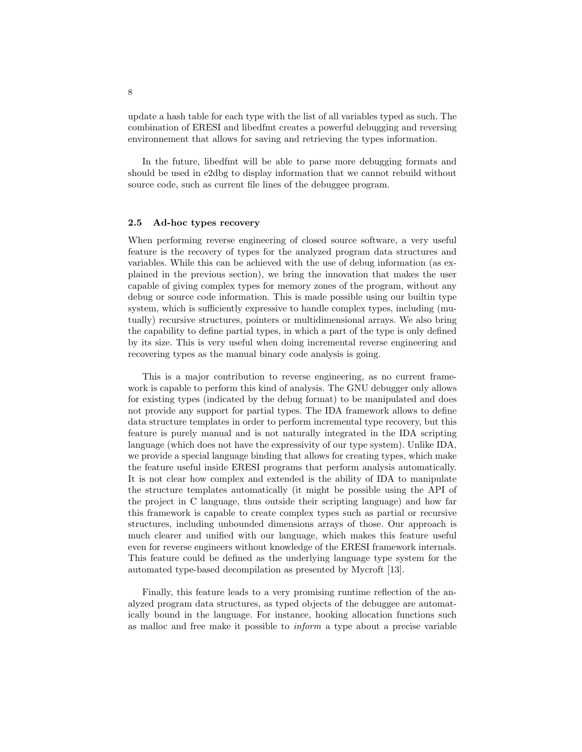update a hash table for each type with the list of all variables typed as such. The combination of ERESI and libedfmt creates a powerful debugging and reversing environnement that allows for saving and retrieving the types information.

In the future, libedfmt will be able to parse more debugging formats and should be used in e2dbg to display information that we cannot rebuild without source code, such as current file lines of the debuggee program.

### 2.5 Ad-hoc types recovery

When performing reverse engineering of closed source software, a very useful feature is the recovery of types for the analyzed program data structures and variables. While this can be achieved with the use of debug information (as explained in the previous section), we bring the innovation that makes the user capable of giving complex types for memory zones of the program, without any debug or source code information. This is made possible using our builtin type system, which is sufficiently expressive to handle complex types, including (mutually) recursive structures, pointers or multidimensional arrays. We also bring the capability to define partial types, in which a part of the type is only defined by its size. This is very useful when doing incremental reverse engineering and recovering types as the manual binary code analysis is going.

This is a major contribution to reverse engineering, as no current framework is capable to perform this kind of analysis. The GNU debugger only allows for existing types (indicated by the debug format) to be manipulated and does not provide any support for partial types. The IDA framework allows to define data structure templates in order to perform incremental type recovery, but this feature is purely manual and is not naturally integrated in the IDA scripting language (which does not have the expressivity of our type system). Unlike IDA, we provide a special language binding that allows for creating types, which make the feature useful inside ERESI programs that perform analysis automatically. It is not clear how complex and extended is the ability of IDA to manipulate the structure templates automatically (it might be possible using the API of the project in C language, thus outside their scripting language) and how far this framework is capable to create complex types such as partial or recursive structures, including unbounded dimensions arrays of those. Our approach is much clearer and unified with our language, which makes this feature useful even for reverse engineers without knowledge of the ERESI framework internals. This feature could be defined as the underlying language type system for the automated type-based decompilation as presented by Mycroft [13].

Finally, this feature leads to a very promising runtime reflection of the analyzed program data structures, as typed objects of the debuggee are automatically bound in the language. For instance, hooking allocation functions such as malloc and free make it possible to *inform* a type about a precise variable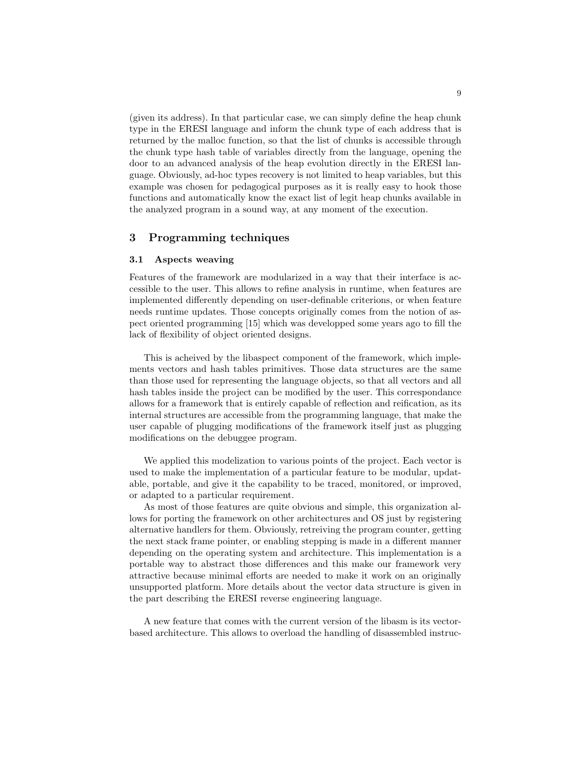(given its address). In that particular case, we can simply define the heap chunk type in the ERESI language and inform the chunk type of each address that is returned by the malloc function, so that the list of chunks is accessible through the chunk type hash table of variables directly from the language, opening the door to an advanced analysis of the heap evolution directly in the ERESI language. Obviously, ad-hoc types recovery is not limited to heap variables, but this example was chosen for pedagogical purposes as it is really easy to hook those functions and automatically know the exact list of legit heap chunks available in the analyzed program in a sound way, at any moment of the execution.

## 3 Programming techniques

### 3.1 Aspects weaving

Features of the framework are modularized in a way that their interface is accessible to the user. This allows to refine analysis in runtime, when features are implemented differently depending on user-definable criterions, or when feature needs runtime updates. Those concepts originally comes from the notion of aspect oriented programming [15] which was developped some years ago to fill the lack of flexibility of object oriented designs.

This is acheived by the libaspect component of the framework, which implements vectors and hash tables primitives. Those data structures are the same than those used for representing the language objects, so that all vectors and all hash tables inside the project can be modified by the user. This correspondance allows for a framework that is entirely capable of reflection and reification, as its internal structures are accessible from the programming language, that make the user capable of plugging modifications of the framework itself just as plugging modifications on the debuggee program.

We applied this modelization to various points of the project. Each vector is used to make the implementation of a particular feature to be modular, updatable, portable, and give it the capability to be traced, monitored, or improved, or adapted to a particular requirement.

As most of those features are quite obvious and simple, this organization allows for porting the framework on other architectures and OS just by registering alternative handlers for them. Obviously, retreiving the program counter, getting the next stack frame pointer, or enabling stepping is made in a different manner depending on the operating system and architecture. This implementation is a portable way to abstract those differences and this make our framework very attractive because minimal efforts are needed to make it work on an originally unsupported platform. More details about the vector data structure is given in the part describing the ERESI reverse engineering language.

A new feature that comes with the current version of the libasm is its vector-based architecture. This allows to overload the handling of disassembled instruc-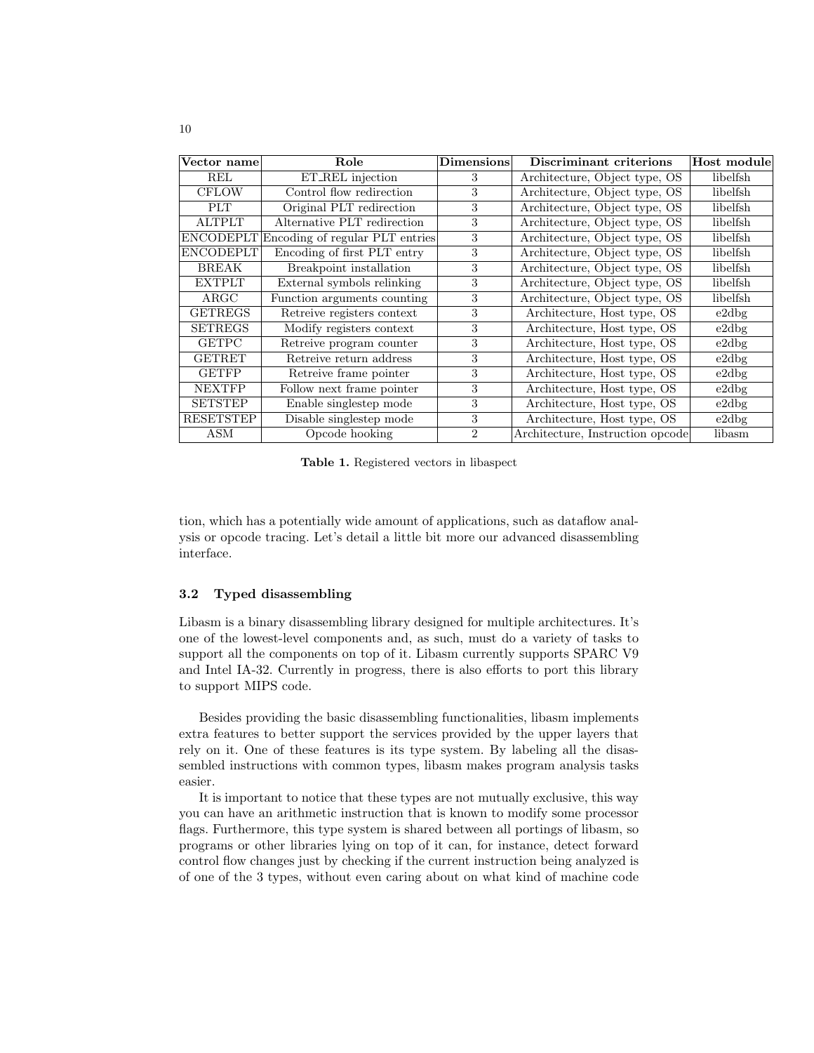| Vector name | Role | Dimensions | Discriminant criterions | Host module |
|---|---|---|---|---|
| REL | ET_REL injection | 3 | Architecture, Object type, OS | libelfsh |
| CFLOW | Control flow redirection | 3 | Architecture, Object type, OS | libelfsh |
| PLT | Original PLT redirection | 3 | Architecture, Object type, OS | libelfsh |
| ALTPLT | Alternative PLT redirection | 3 | Architecture, Object type, OS | libelfsh |
| ENCODEPLT | Encoding of regular PLT entries | 3 | Architecture, Object type, OS | libelfsh |
| ENCODEPLT | Encoding of first PLT entry | 3 | Architecture, Object type, OS | libelfsh |
| BREAK | Breakpoint installation | 3 | Architecture, Object type, OS | libelfsh |
| EXTPLT | External symbols relinking | 3 | Architecture, Object type, OS | libelfsh |
| ARGC | Function arguments counting | 3 | Architecture, Object type, OS | libelfsh |
| GETREGS | Retreive registers context | 3 | Architecture, Host type, OS | e2dbg |
| SETREGS | Modify registers context | 3 | Architecture, Host type, OS | e2dbg |
| GETPC | Retreive program counter | 3 | Architecture, Host type, OS | e2dbg |
| GETRET | Retreive return address | 3 | Architecture, Host type, OS | e2dbg |
| GETFP | Retreive frame pointer | 3 | Architecture, Host type, OS | e2dbg |
| NEXTFP | Follow next frame pointer | 3 | Architecture, Host type, OS | e2dbg |
| SETSTEP | Enable singlestep mode | 3 | Architecture, Host type, OS | e2dbg |
| RESETSTEP | Disable singlestep mode | 3 | Architecture, Host type, OS | e2dbg |
| ASM | Opcode hooking | 2 | Architecture, Instruction opcode | libasm |

**Table 1.** Registered vectors in libaspect

tion, which has a potentially wide amount of applications, such as dataflow analysis or opcode tracing. Let's detail a little bit more our advanced disassembling interface.

### 3.2 Typed disassembling

Libasm is a binary disassembling library designed for multiple architectures. It's one of the lowest-level components and, as such, must do a variety of tasks to support all the components on top of it. Libasm currently supports SPARC V9 and Intel IA-32. Currently in progress, there is also efforts to port this library to support MIPS code.

Besides providing the basic disassembling functionalities, libasm implements extra features to better support the services provided by the upper layers that rely on it. One of these features is its type system. By labeling all the disassembled instructions with common types, libasm makes program analysis tasks easier.

It is important to notice that these types are not mutually exclusive, this way you can have an arithmetic instruction that is known to modify some processor flags. Furthermore, this type system is shared between all portings of libasm, so programs or other libraries lying on top of it can, for instance, detect forward control flow changes just by checking if the current instruction being analyzed is of one of the 3 types, without even caring about on what kind of machine code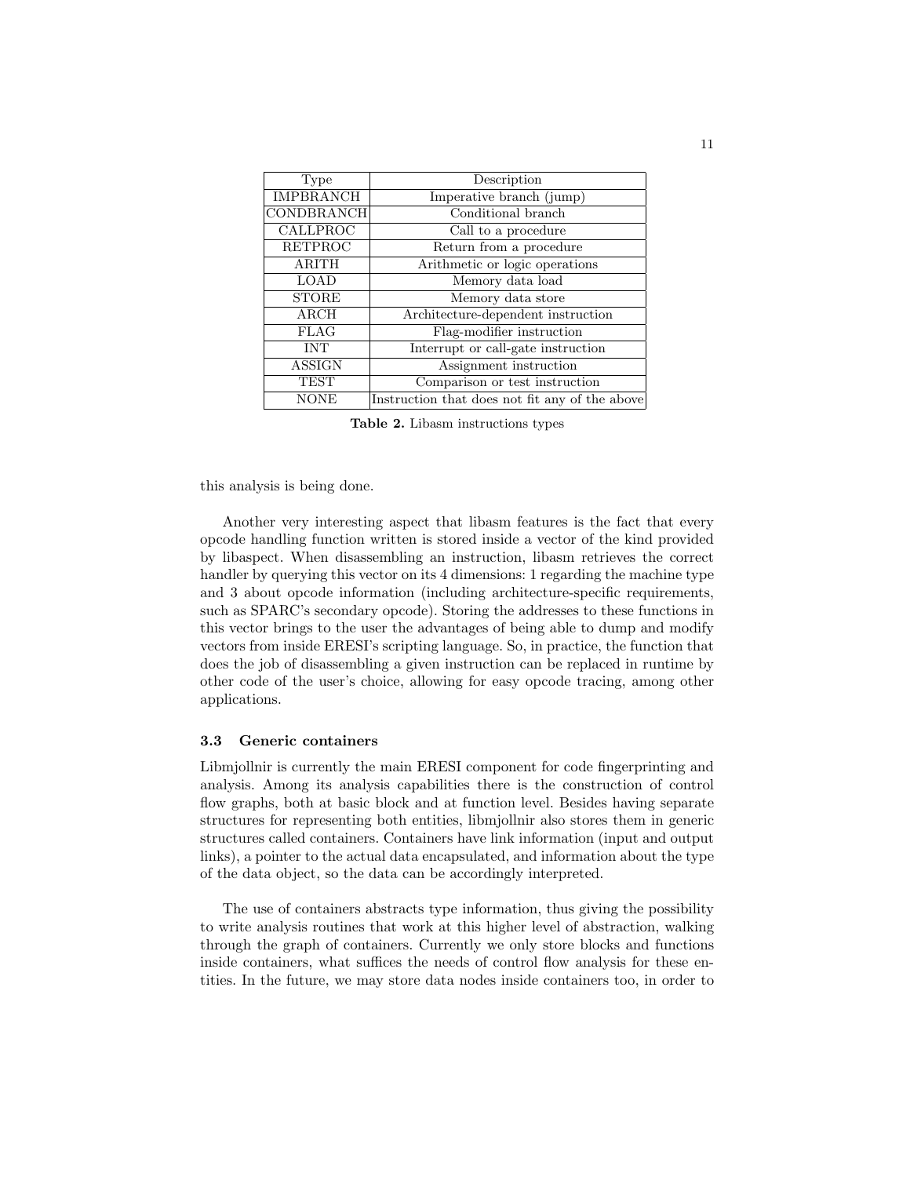| Type | Description |
|---|---|
| IMPBRANCH | Imperative branch (jump) |
| CONDBRANCH | Conditional branch |
| CALLPROC | Call to a procedure |
| RETPROC | Return from a procedure |
| ARITH | Arithmetic or logic operations |
| LOAD | Memory data load |
| STORE | Memory data store |
| ARCH | Architecture-dependent instruction |
| FLAG | Flag-modifier instruction |
| INT | Interrupt or call-gate instruction |
| ASSIGN | Assignment instruction |
| TEST | Comparison or test instruction |
| NONE | Instruction that does not fit any of the above |

**Table 2.** Libasm instructions types

this analysis is being done.

Another very interesting aspect that libasm features is the fact that every opcode handling function written is stored inside a vector of the kind provided by libaspect. When disassembling an instruction, libasm retrieves the correct handler by querying this vector on its 4 dimensions: 1 regarding the machine type and 3 about opcode information (including architecture-specific requirements, such as SPARC's secondary opcode). Storing the addresses to these functions in this vector brings to the user the advantages of being able to dump and modify vectors from inside ERESI's scripting language. So, in practice, the function that does the job of disassembling a given instruction can be replaced in runtime by other code of the user's choice, allowing for easy opcode tracing, among other applications.

### 3.3 Generic containers

Libmjollnir is currently the main ERESI component for code fingerprinting and analysis. Among its analysis capabilities there is the construction of control flow graphs, both at basic block and at function level. Besides having separate structures for representing both entities, libmjollnir also stores them in generic structures called containers. Containers have link information (input and output links), a pointer to the actual data encapsulated, and information about the type of the data object, so the data can be accordingly interpreted.

The use of containers abstracts type information, thus giving the possibility to write analysis routines that work at this higher level of abstraction, walking through the graph of containers. Currently we only store blocks and functions inside containers, what suffices the needs of control flow analysis for these entities. In the future, we may store data nodes inside containers too, in order to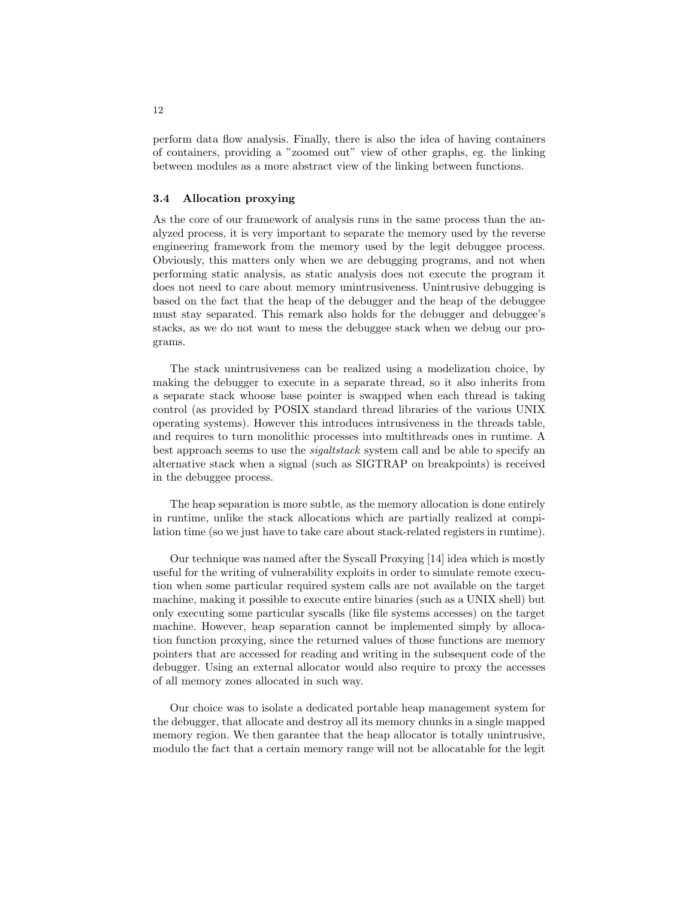perform data flow analysis. Finally, there is also the idea of having containers of containers, providing a "zoomed out" view of other graphs, eg. the linking between modules as a more abstract view of the linking between functions.

### 3.4 Allocation proxying

As the core of our framework of analysis runs in the same process than the analyzed process, it is very important to separate the memory used by the reverse engineering framework from the memory used by the legit debuggee process. Obviously, this matters only when we are debugging programs, and not when performing static analysis, as static analysis does not execute the program it does not need to care about memory unintrusiveness. Unintrusive debugging is based on the fact that the heap of the debugger and the heap of the debuggee must stay separated. This remark also holds for the debugger and debuggee's stacks, as we do not want to mess the debuggee stack when we debug our programs.

The stack unintrusiveness can be realized using a modelization choice, by making the debugger to execute in a separate thread, so it also inherits from a separate stack whoose base pointer is swapped when each thread is taking control (as provided by POSIX standard thread libraries of the various UNIX operating systems). However this introduces intrusiveness in the threads table, and requires to turn monolithic processes into multithreads ones in runtime. A best approach seems to use the *sigaltstack* system call and be able to specify an alternative stack when a signal (such as SIGTRAP on breakpoints) is received in the debuggee process.

The heap separation is more subtle, as the memory allocation is done entirely in runtime, unlike the stack allocations which are partially realized at compilation time (so we just have to take care about stack-related registers in runtime).

Our technique was named after the Syscall Proxying [14] idea which is mostly useful for the writing of vulnerability exploits in order to simulate remote execution when some particular required system calls are not available on the target machine, making it possible to execute entire binaries (such as a UNIX shell) but only executing some particular syscalls (like file systems accesses) on the target machine. However, heap separation cannot be implemented simply by allocation function proxying, since the returned values of those functions are memory pointers that are accessed for reading and writing in the subsequent code of the debugger. Using an external allocator would also require to proxy the accesses of all memory zones allocated in such way.

Our choice was to isolate a dedicated portable heap management system for the debugger, that allocate and destroy all its memory chunks in a single mapped memory region. We then garantee that the heap allocator is totally unintrusive, modulo the fact that a certain memory range will not be allocatable for the legit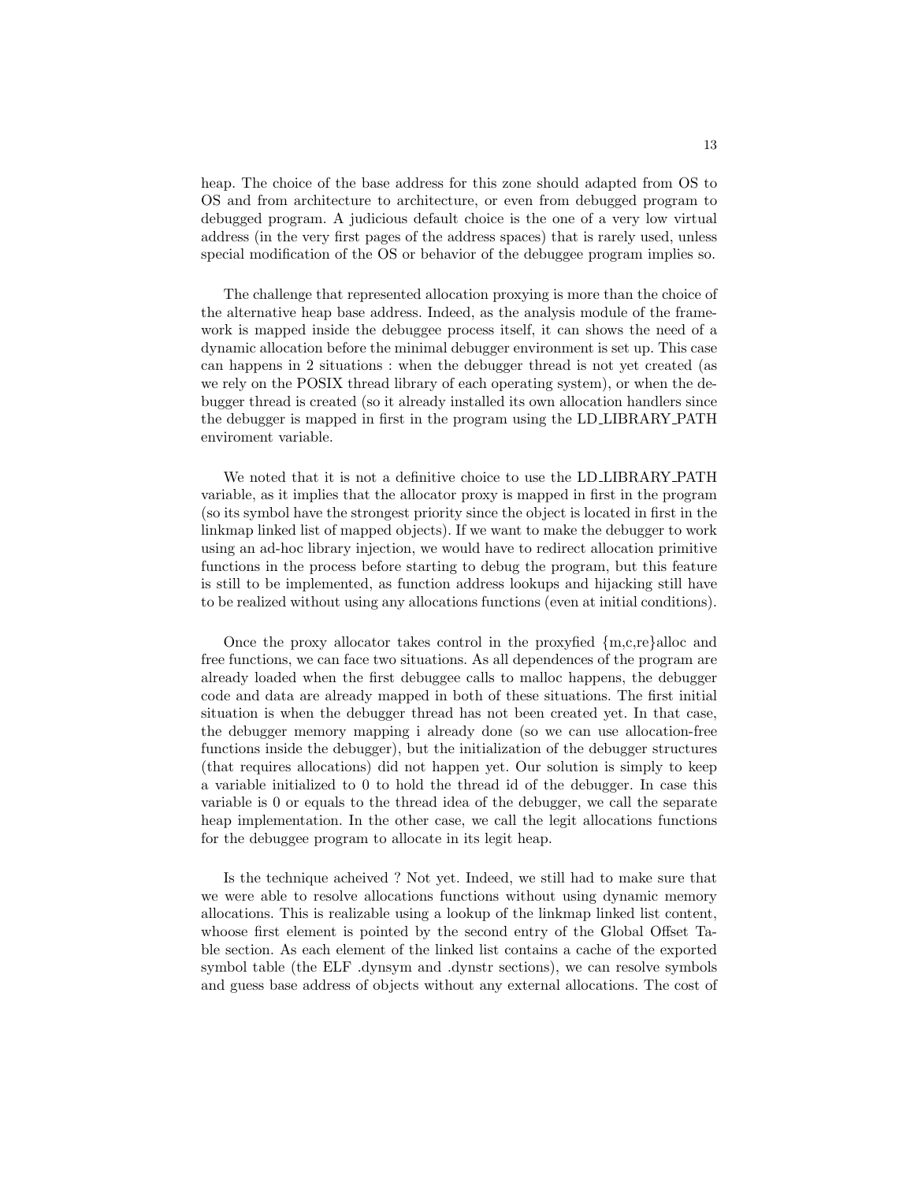heap. The choice of the base address for this zone should adapted from OS to OS and from architecture to architecture, or even from debugged program to debugged program. A judicious default choice is the one of a very low virtual address (in the very first pages of the address spaces) that is rarely used, unless special modification of the OS or behavior of the debuggee program implies so.

The challenge that represented allocation proxying is more than the choice of the alternative heap base address. Indeed, as the analysis module of the framework is mapped inside the debuggee process itself, it can shows the need of a dynamic allocation before the minimal debugger environment is set up. This case can happens in 2 situations : when the debugger thread is not yet created (as we rely on the POSIX thread library of each operating system), or when the debugger thread is created (so it already installed its own allocation handlers since the debugger is mapped in first in the program using the LD_LIBRARY_PATH enviroment variable.

We noted that it is not a definitive choice to use the LD_LIBRARY_PATH variable, as it implies that the allocator proxy is mapped in first in the program (so its symbol have the strongest priority since the object is located in first in the linkmap linked list of mapped objects). If we want to make the debugger to work using an ad-hoc library injection, we would have to redirect allocation primitive functions in the process before starting to debug the program, but this feature is still to be implemented, as function address lookups and hijacking still have to be realized without using any allocations functions (even at initial conditions).

Once the proxy allocator takes control in the proxyfied {m,c,re}alloc and free functions, we can face two situations. As all dependences of the program are already loaded when the first debuggee calls to malloc happens, the debugger code and data are already mapped in both of these situations. The first initial situation is when the debugger thread has not been created yet. In that case, the debugger memory mapping i already done (so we can use allocation-free functions inside the debugger), but the initialization of the debugger structures (that requires allocations) did not happen yet. Our solution is simply to keep a variable initialized to 0 to hold the thread id of the debugger. In case this variable is 0 or equals to the thread idea of the debugger, we call the separate heap implementation. In the other case, we call the legit allocations functions for the debuggee program to allocate in its legit heap.

Is the technique acheived ? Not yet. Indeed, we still had to make sure that we were able to resolve allocations functions without using dynamic memory allocations. This is realizable using a lookup of the linkmap linked list content, whoose first element is pointed by the second entry of the Global Offset Table section. As each element of the linked list contains a cache of the exported symbol table (the ELF .dynsym and .dynstr sections), we can resolve symbols and guess base address of objects without any external allocations. The cost of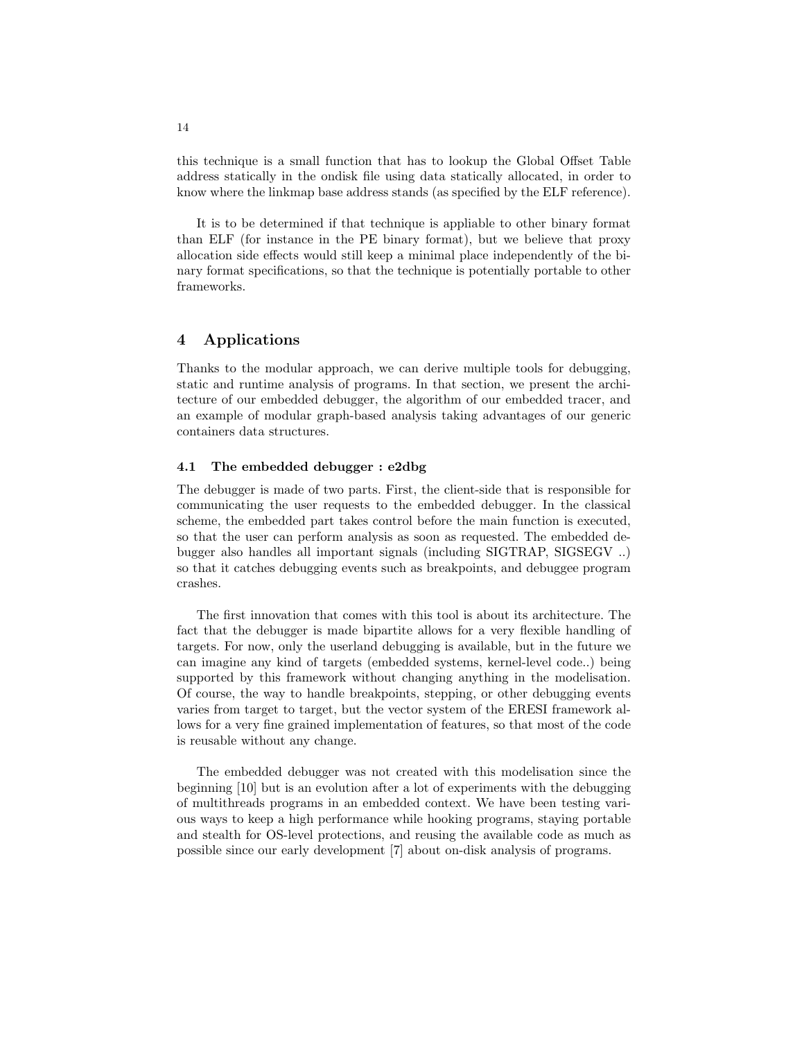this technique is a small function that has to lookup the Global Offset Table address statically in the ondisk file using data statically allocated, in order to know where the linkmap base address stands (as specified by the ELF reference).

It is to be determined if that technique is appliable to other binary format than ELF (for instance in the PE binary format), but we believe that proxy allocation side effects would still keep a minimal place independently of the binary format specifications, so that the technique is potentially portable to other frameworks.

## 4 Applications

Thanks to the modular approach, we can derive multiple tools for debugging, static and runtime analysis of programs. In that section, we present the architecture of our embedded debugger, the algorithm of our embedded tracer, and an example of modular graph-based analysis taking advantages of our generic containers data structures.

### 4.1 The embedded debugger : e2dbg

The debugger is made of two parts. First, the client-side that is responsible for communicating the user requests to the embedded debugger. In the classical scheme, the embedded part takes control before the main function is executed, so that the user can perform analysis as soon as requested. The embedded debugger also handles all important signals (including SIGTRAP, SIGSEGV ..) so that it catches debugging events such as breakpoints, and debuggee program crashes.

The first innovation that comes with this tool is about its architecture. The fact that the debugger is made bipartite allows for a very flexible handling of targets. For now, only the userland debugging is available, but in the future we can imagine any kind of targets (embedded systems, kernel-level code..) being supported by this framework without changing anything in the modelisation. Of course, the way to handle breakpoints, stepping, or other debugging events varies from target to target, but the vector system of the ERESI framework allows for a very fine grained implementation of features, so that most of the code is reusable without any change.

The embedded debugger was not created with this modelisation since the beginning [10] but is an evolution after a lot of experiments with the debugging of multithreads programs in an embedded context. We have been testing various ways to keep a high performance while hooking programs, staying portable and stealth for OS-level protections, and reusing the available code as much as possible since our early development [7] about on-disk analysis of programs.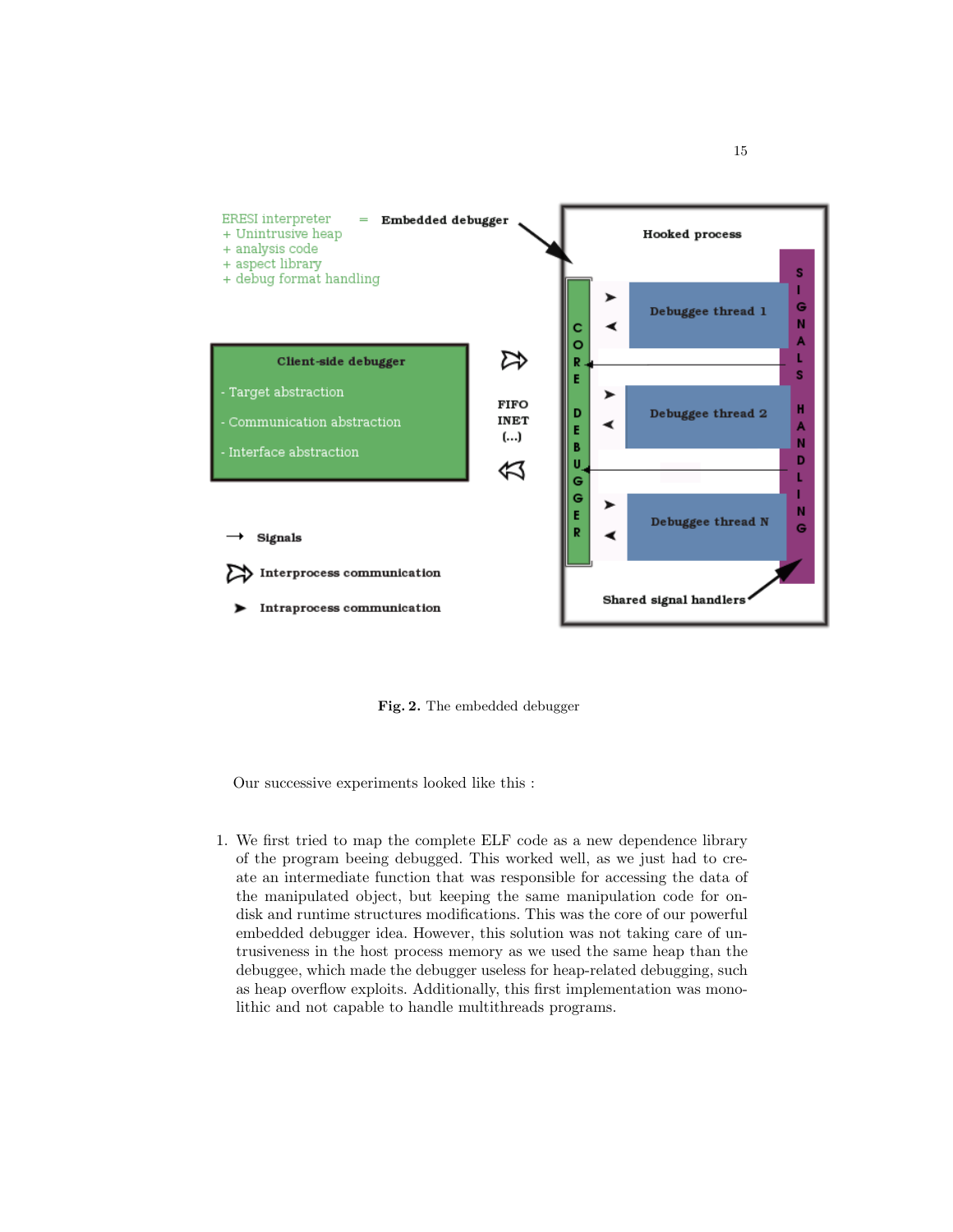Fig. 2. The embedded debugger

Our successive experiments looked like this :

1. We first tried to map the complete ELF code as a new dependence library of the program beeing debugged. This worked well, as we just had to create an intermediate function that was responsible for accessing the data of the manipulated object, but keeping the same manipulation code for on-disk and runtime structures modifications. This was the core of our powerful embedded debugger idea. However, this solution was not taking care of untrusiveness in the host process memory as we used the same heap than the debuggee, which made the debugger useless for heap-related debugging, such as heap overflow exploits. Additionally, this first implementation was monolithic and not capable to handle multithreads programs.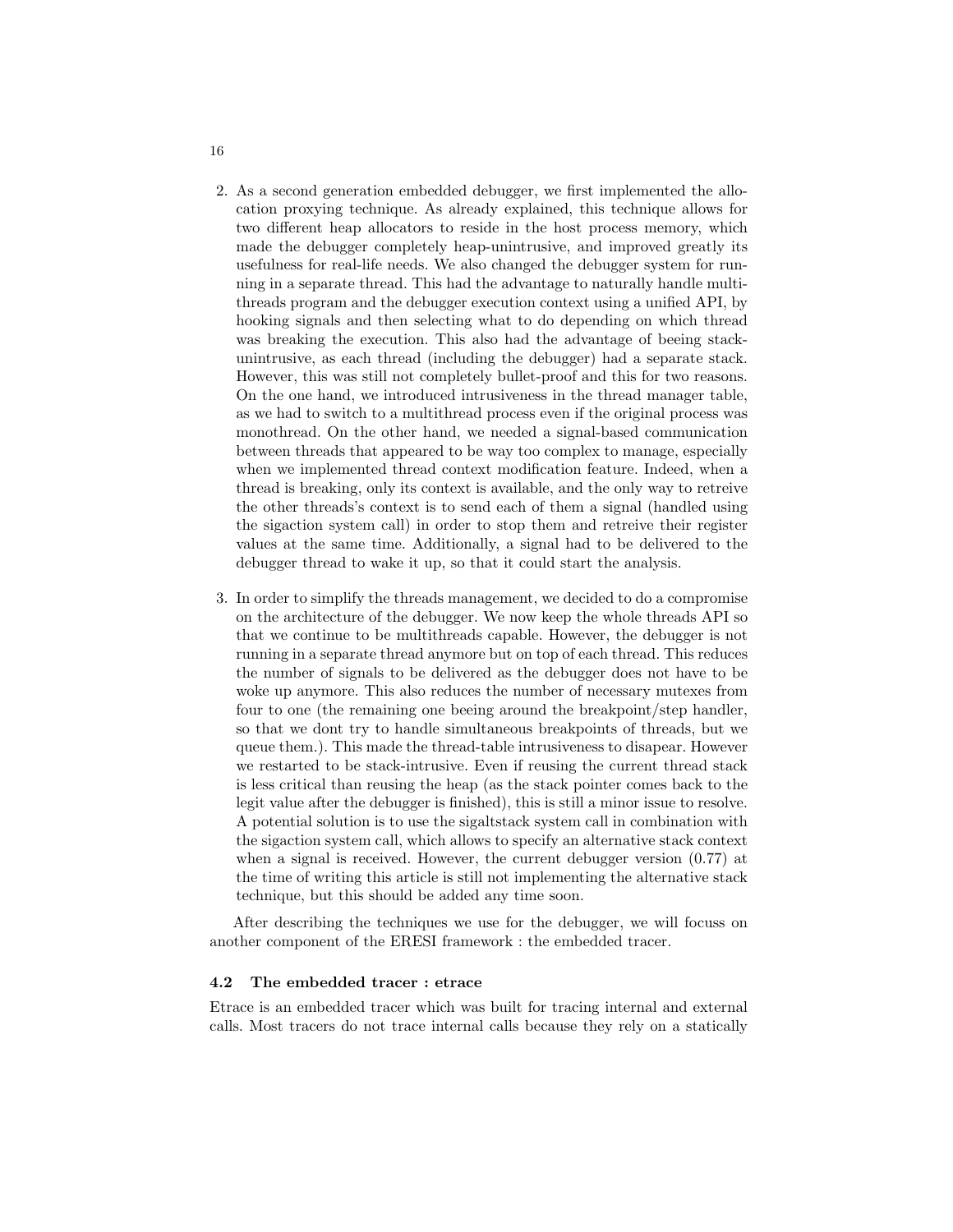2. As a second generation embedded debugger, we first implemented the allocation proxying technique. As already explained, this technique allows for two different heap allocators to reside in the host process memory, which made the debugger completely heap-unintrusive, and improved greatly its usefulness for real-life needs. We also changed the debugger system for running in a separate thread. This had the advantage to naturally handle multithreads program and the debugger execution context using a unified API, by hooking signals and then selecting what to do depending on which thread was breaking the execution. This also had the advantage of beeing stack-unintrusive, as each thread (including the debugger) had a separate stack. However, this was still not completely bullet-proof and this for two reasons. On the one hand, we introduced intrusiveness in the thread manager table, as we had to switch to a multithread process even if the original process was monothread. On the other hand, we needed a signal-based communication between threads that appeared to be way too complex to manage, especially when we implemented thread context modification feature. Indeed, when a thread is breaking, only its context is available, and the only way to retreive the other threads's context is to send each of them a signal (handled using the sigaction system call) in order to stop them and retreive their register values at the same time. Additionally, a signal had to be delivered to the debugger thread to wake it up, so that it could start the analysis.

3. In order to simplify the threads management, we decided to do a compromise on the architecture of the debugger. We now keep the whole threads API so that we continue to be multithreads capable. However, the debugger is not running in a separate thread anymore but on top of each thread. This reduces the number of signals to be delivered as the debugger does not have to be woke up anymore. This also reduces the number of necessary mutexes from four to one (the remaining one beeing around the breakpoint/step handler, so that we dont try to handle simultaneous breakpoints of threads, but we queue them.). This made the thread-table intrusiveness to disapear. However we restarted to be stack-intrusive. Even if reusing the current thread stack is less critical than reusing the heap (as the stack pointer comes back to the legit value after the debugger is finished), this is still a minor issue to resolve. A potential solution is to use the sigaltstack system call in combination with the sigaction system call, which allows to specify an alternative stack context when a signal is received. However, the current debugger version (0.77) at the time of writing this article is still not implementing the alternative stack technique, but this should be added any time soon.

After describing the techniques we use for the debugger, we will focuss on another component of the ERESI framework : the embedded tracer.

### 4.2 The embedded tracer : etrace

Etrace is an embedded tracer which was built for tracing internal and external calls. Most tracers do not trace internal calls because they rely on a statically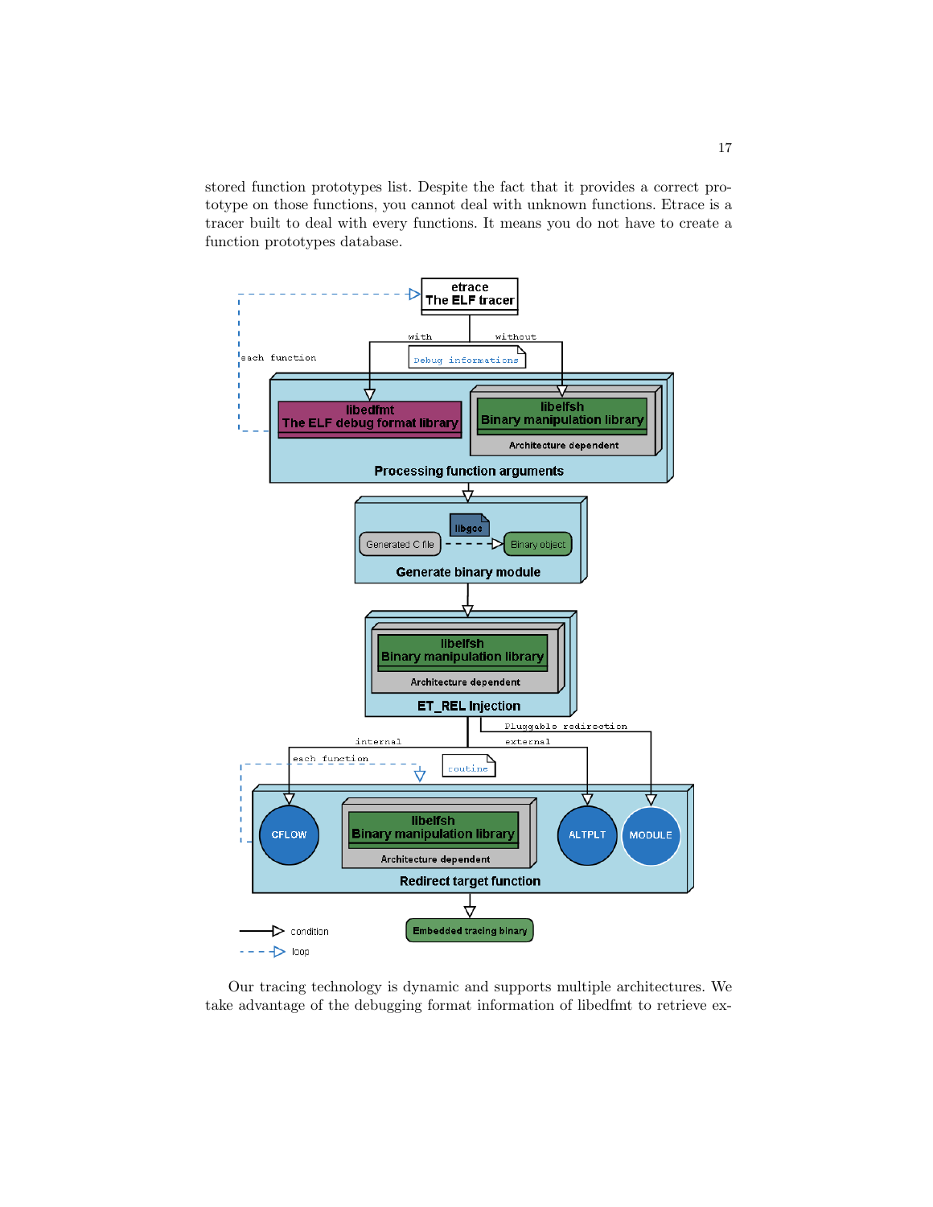stored function prototypes list. Despite the fact that it provides a correct prototype on those functions, you cannot deal with unknown functions. Etrace is a tracer built to deal with every functions. It means you do not have to create a function prototypes database.

Our tracing technology is dynamic and supports multiple architectures. We take advantage of the debugging format information of libedfmt to retrieve ex-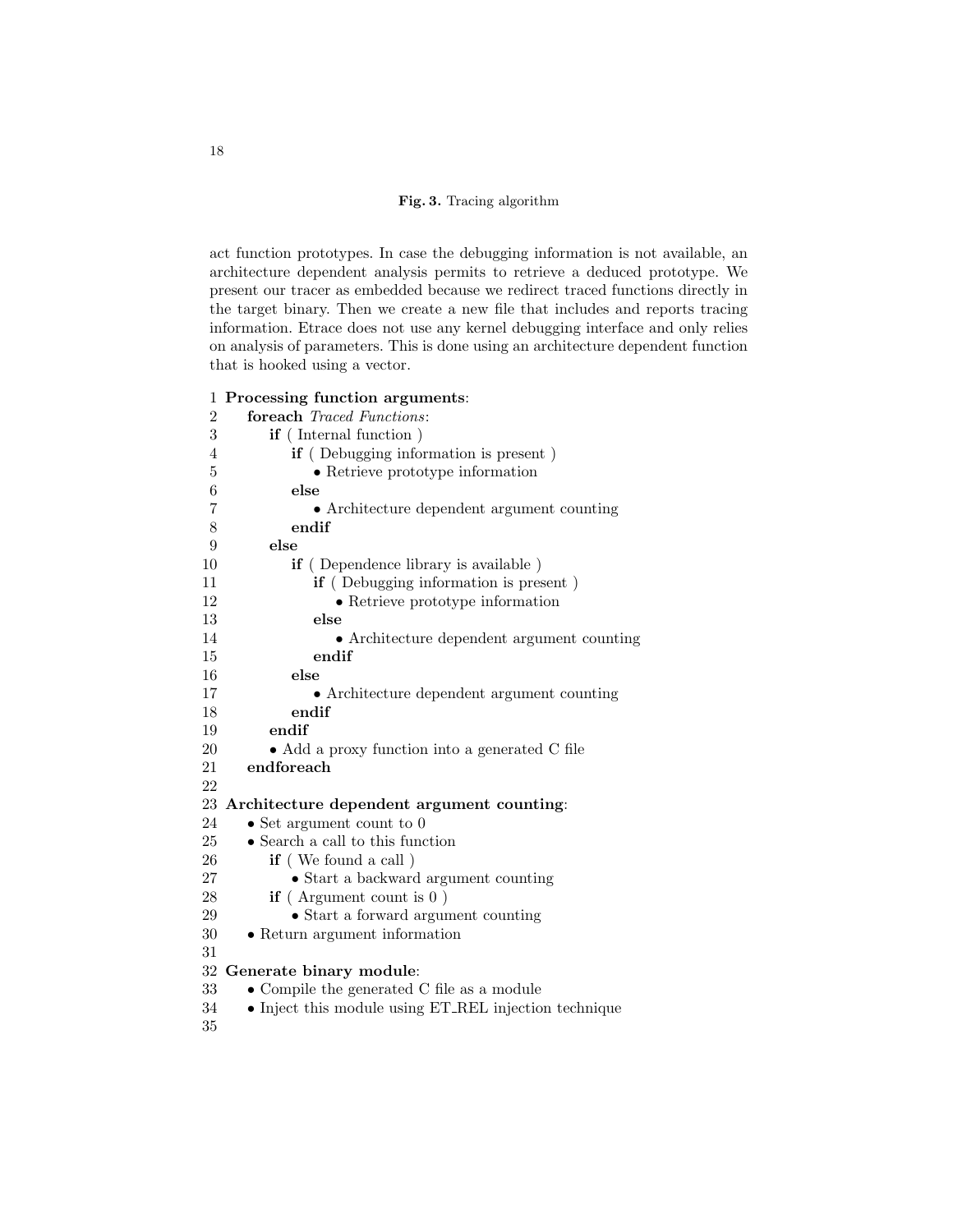**Fig. 3.** Tracing algorithm

act function prototypes. In case the debugging information is not available, an architecture dependent analysis permits to retrieve a deduced prototype. We present our tracer as embedded because we redirect traced functions directly in the target binary. Then we create a new file that includes and reports tracing information. Etrace does not use any kernel debugging interface and only relies on analysis of parameters. This is done using an architecture dependent function that is hooked using a vector.

```
1  Processing function arguments:
2    foreach Traced Functions:
3      if ( Internal function )
4        if ( Debugging information is present )
5          • Retrieve prototype information
6        else
7          • Architecture dependent argument counting
8        endif
9      else
10       if ( Dependence library is available )
11         if ( Debugging information is present )
12           • Retrieve prototype information
13         else
14           • Architecture dependent argument counting
15         endif
16       else
17         • Architecture dependent argument counting
18       endif
19     endif
20     • Add a proxy function into a generated C file
21   endforeach
22
23 Architecture dependent argument counting:
24   • Set argument count to 0
25   • Search a call to this function
26     if ( We found a call )
27       • Start a backward argument counting
28     if ( Argument count is 0 )
29       • Start a forward argument counting
30   • Return argument information
31
32 Generate binary module:
33   • Compile the generated C file as a module
34   • Inject this module using ET_REL injection technique
35
```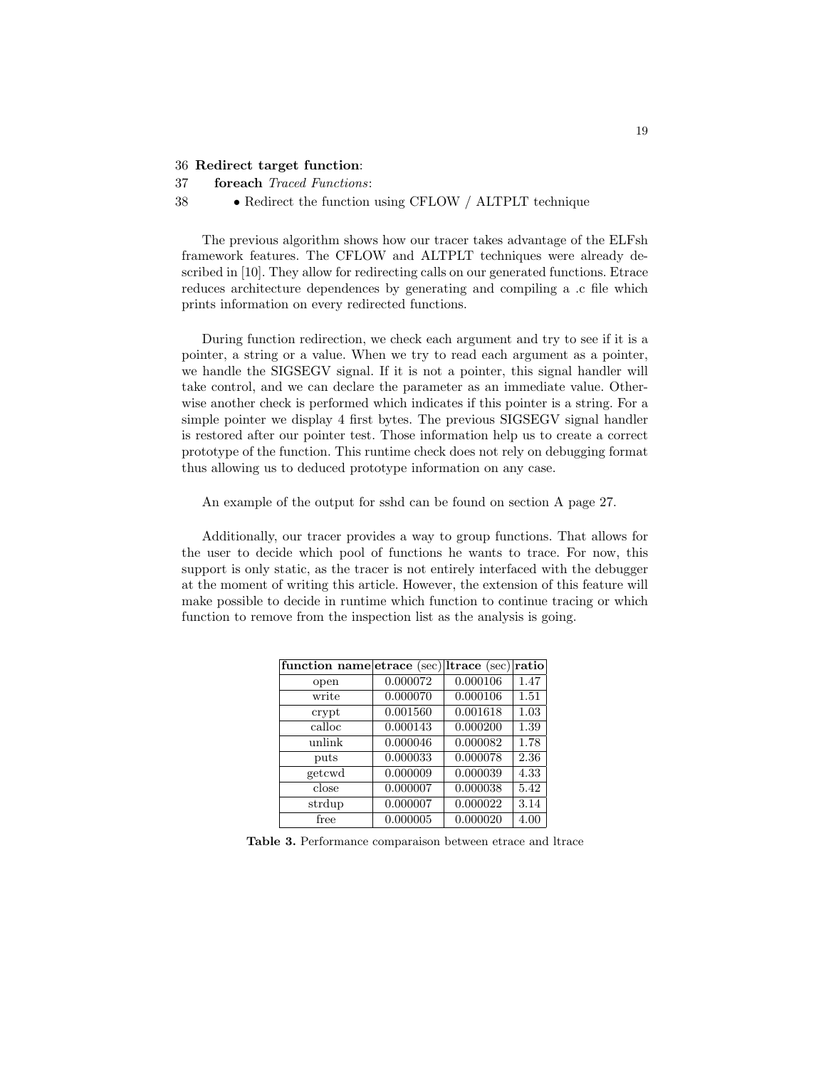36 **Redirect target function**:
37 &nbsp;&nbsp;&nbsp;&nbsp;**foreach** *Traced Functions*:
38 &nbsp;&nbsp;&nbsp;&nbsp;&nbsp;&nbsp;&nbsp;&nbsp;• Redirect the function using CFLOW / ALTPLT technique

The previous algorithm shows how our tracer takes advantage of the ELFsh framework features. The CFLOW and ALTPLT techniques were already described in [10]. They allow for redirecting calls on our generated functions. Etrace reduces architecture dependences by generating and compiling a .c file which prints information on every redirected functions.

During function redirection, we check each argument and try to see if it is a pointer, a string or a value. When we try to read each argument as a pointer, we handle the SIGSEGV signal. If it is not a pointer, this signal handler will take control, and we can declare the parameter as an immediate value. Otherwise another check is performed which indicates if this pointer is a string. For a simple pointer we display 4 first bytes. The previous SIGSEGV signal handler is restored after our pointer test. Those information help us to create a correct prototype of the function. This runtime check does not rely on debugging format thus allowing us to deduced prototype information on any case.

An example of the output for sshd can be found on section A page 27.

Additionally, our tracer provides a way to group functions. That allows for the user to decide which pool of functions he wants to trace. For now, this support is only static, as the tracer is not entirely interfaced with the debugger at the moment of writing this article. However, the extension of this feature will make possible to decide in runtime which function to continue tracing or which function to remove from the inspection list as the analysis is going.

| **function name** | **etrace** (sec) | **ltrace** (sec) | **ratio** |
|---|---|---|---|
| open | 0.000072 | 0.000106 | 1.47 |
| write | 0.000070 | 0.000106 | 1.51 |
| crypt | 0.001560 | 0.001618 | 1.03 |
| calloc | 0.000143 | 0.000200 | 1.39 |
| unlink | 0.000046 | 0.000082 | 1.78 |
| puts | 0.000033 | 0.000078 | 2.36 |
| getcwd | 0.000009 | 0.000039 | 4.33 |
| close | 0.000007 | 0.000038 | 5.42 |
| strdup | 0.000007 | 0.000022 | 3.14 |
| free | 0.000005 | 0.000020 | 4.00 |

**Table 3.** Performance comparaison between etrace and ltrace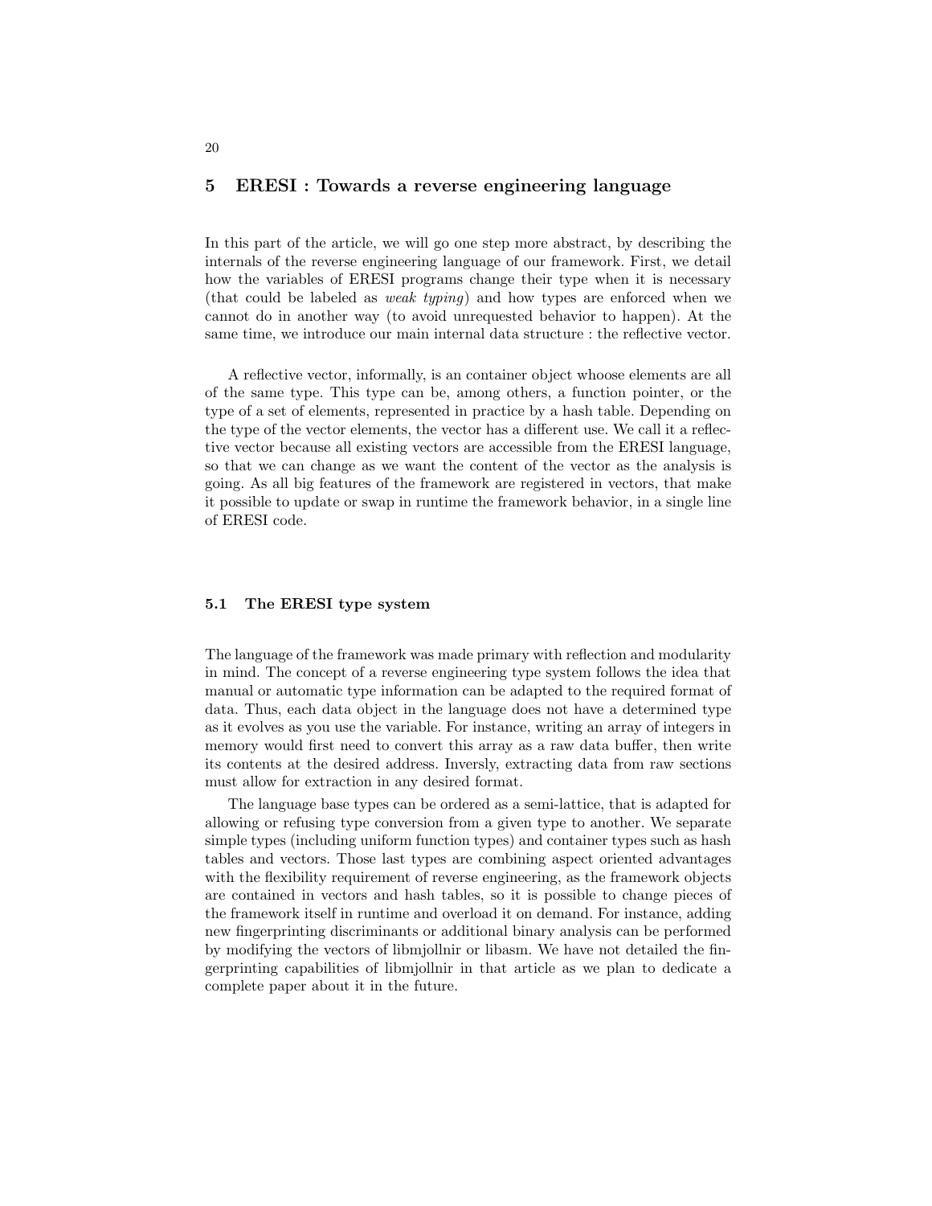## 5 ERESI : Towards a reverse engineering language

In this part of the article, we will go one step more abstract, by describing the internals of the reverse engineering language of our framework. First, we detail how the variables of ERESI programs change their type when it is necessary (that could be labeled as *weak typing*) and how types are enforced when we cannot do in another way (to avoid unrequested behavior to happen). At the same time, we introduce our main internal data structure : the reflective vector.

A reflective vector, informally, is an container object whoose elements are all of the same type. This type can be, among others, a function pointer, or the type of a set of elements, represented in practice by a hash table. Depending on the type of the vector elements, the vector has a different use. We call it a reflective vector because all existing vectors are accessible from the ERESI language, so that we can change as we want the content of the vector as the analysis is going. As all big features of the framework are registered in vectors, that make it possible to update or swap in runtime the framework behavior, in a single line of ERESI code.

### 5.1 The ERESI type system

The language of the framework was made primary with reflection and modularity in mind. The concept of a reverse engineering type system follows the idea that manual or automatic type information can be adapted to the required format of data. Thus, each data object in the language does not have a determined type as it evolves as you use the variable. For instance, writing an array of integers in memory would first need to convert this array as a raw data buffer, then write its contents at the desired address. Inversly, extracting data from raw sections must allow for extraction in any desired format.

The language base types can be ordered as a semi-lattice, that is adapted for allowing or refusing type conversion from a given type to another. We separate simple types (including uniform function types) and container types such as hash tables and vectors. Those last types are combining aspect oriented advantages with the flexibility requirement of reverse engineering, as the framework objects are contained in vectors and hash tables, so it is possible to change pieces of the framework itself in runtime and overload it on demand. For instance, adding new fingerprinting discriminants or additional binary analysis can be performed by modifying the vectors of libmjollnir or libasm. We have not detailed the fingerprinting capabilities of libmjollnir in that article as we plan to dedicate a complete paper about it in the future.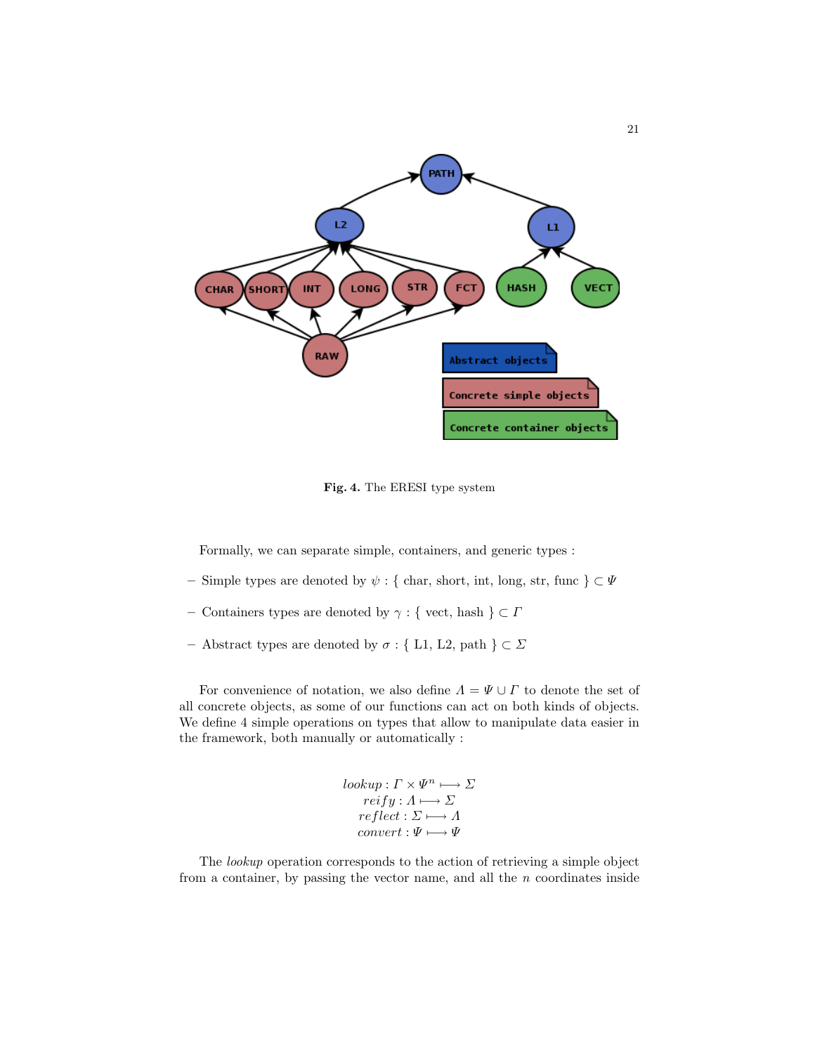**Fig. 4.** The ERESI type system

Formally, we can separate simple, containers, and generic types :

- Simple types are denoted by $\psi$ : { char, short, int, long, str, func } $\subset \Psi$
- Containers types are denoted by $\gamma$ : { vect, hash } $\subset \Gamma$
- Abstract types are denoted by $\sigma$ : { L1, L2, path } $\subset \Sigma$

For convenience of notation, we also define $\Lambda = \Psi \cup \Gamma$ to denote the set of all concrete objects, as some of our functions can act on both kinds of objects. We define 4 simple operations on types that allow to manipulate data easier in the framework, both manually or automatically :

$$
\begin{aligned}
lookup &: \Gamma \times \Psi^n \longmapsto \Sigma \\
reify &: \Lambda \longmapsto \Sigma \\
reflect &: \Sigma \longmapsto \Lambda \\
convert &: \Psi \longmapsto \Psi
\end{aligned}
$$

The *lookup* operation corresponds to the action of retrieving a simple object from a container, by passing the vector name, and all the $n$ coordinates inside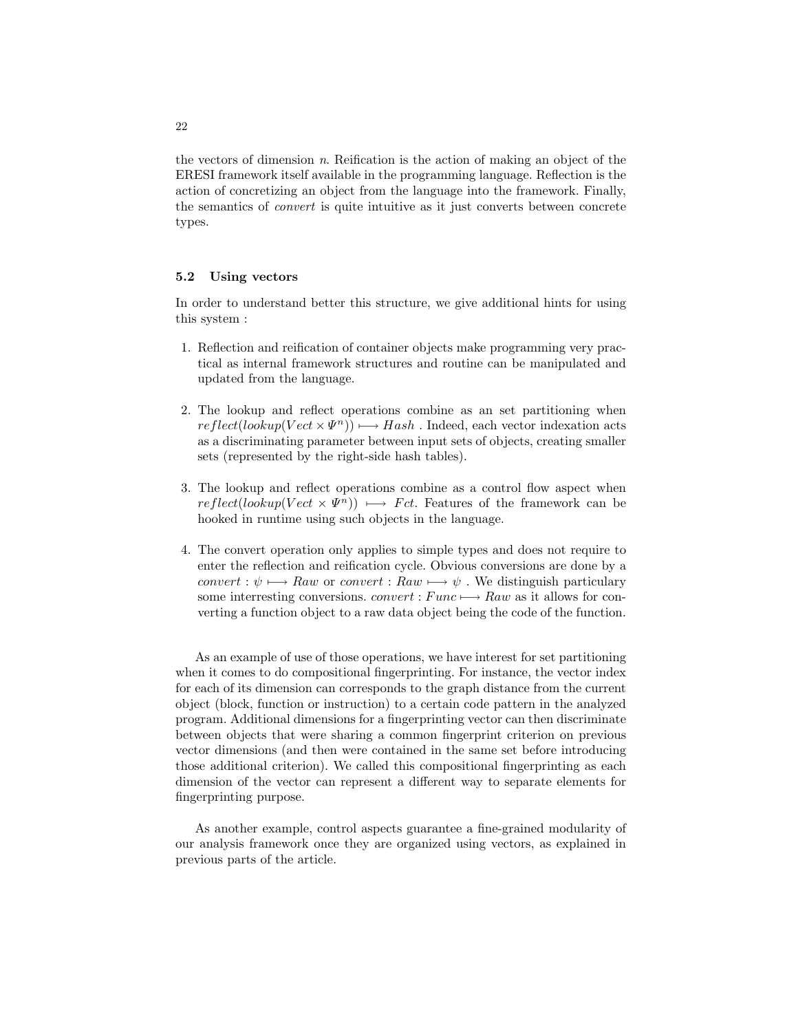the vectors of dimension $n$. Reification is the action of making an object of the ERESI framework itself available in the programming language. Reflection is the action of concretizing an object from the language into the framework. Finally, the semantics of *convert* is quite intuitive as it just converts between concrete types.

### 5.2 Using vectors

In order to understand better this structure, we give additional hints for using this system :

1. Reflection and reification of container objects make programming very practical as internal framework structures and routine can be manipulated and updated from the language.

2. The lookup and reflect operations combine as an set partitioning when $reflect(lookup(Vect \times \Psi^n)) \longmapsto Hash$ . Indeed, each vector indexation acts as a discriminating parameter between input sets of objects, creating smaller sets (represented by the right-side hash tables).

3. The lookup and reflect operations combine as a control flow aspect when $reflect(lookup(Vect \times \Psi^n)) \longmapsto Fct$. Features of the framework can be hooked in runtime using such objects in the language.

4. The convert operation only applies to simple types and does not require to enter the reflection and reification cycle. Obvious conversions are done by a $convert : \psi \longmapsto Raw$ or $convert : Raw \longmapsto \psi$ . We distinguish particulary some interresting conversions. $convert : Func \longmapsto Raw$ as it allows for converting a function object to a raw data object being the code of the function.

As an example of use of those operations, we have interest for set partitioning when it comes to do compositional fingerprinting. For instance, the vector index for each of its dimension can corresponds to the graph distance from the current object (block, function or instruction) to a certain code pattern in the analyzed program. Additional dimensions for a fingerprinting vector can then discriminate between objects that were sharing a common fingerprint criterion on previous vector dimensions (and then were contained in the same set before introducing those additional criterion). We called this compositional fingerprinting as each dimension of the vector can represent a different way to separate elements for fingerprinting purpose.

As another example, control aspects guarantee a fine-grained modularity of our analysis framework once they are organized using vectors, as explained in previous parts of the article.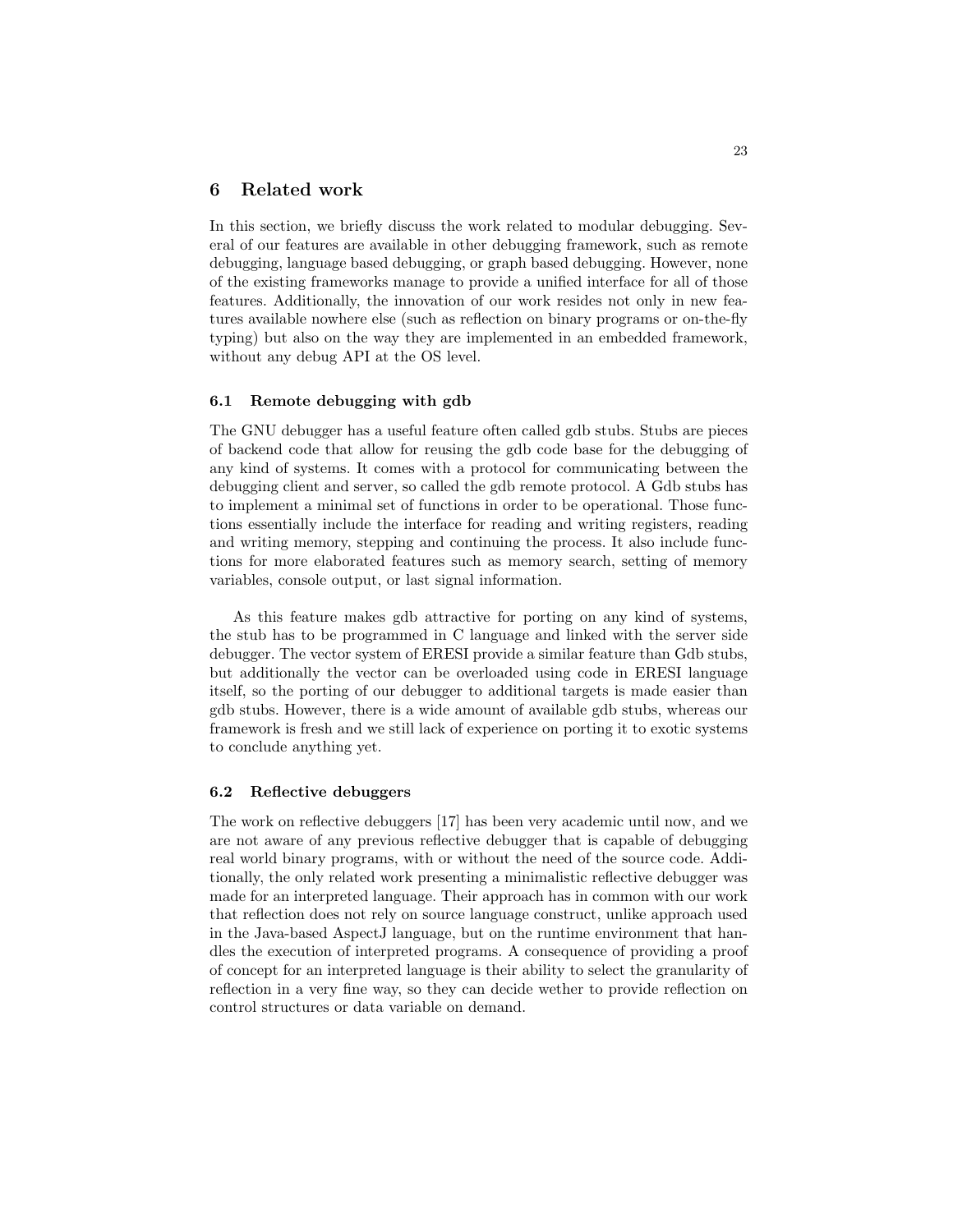## 6 Related work

In this section, we briefly discuss the work related to modular debugging. Several of our features are available in other debugging framework, such as remote debugging, language based debugging, or graph based debugging. However, none of the existing frameworks manage to provide a unified interface for all of those features. Additionally, the innovation of our work resides not only in new features available nowhere else (such as reflection on binary programs or on-the-fly typing) but also on the way they are implemented in an embedded framework, without any debug API at the OS level.

### 6.1 Remote debugging with gdb

The GNU debugger has a useful feature often called gdb stubs. Stubs are pieces of backend code that allow for reusing the gdb code base for the debugging of any kind of systems. It comes with a protocol for communicating between the debugging client and server, so called the gdb remote protocol. A Gdb stubs has to implement a minimal set of functions in order to be operational. Those functions essentially include the interface for reading and writing registers, reading and writing memory, stepping and continuing the process. It also include functions for more elaborated features such as memory search, setting of memory variables, console output, or last signal information.

As this feature makes gdb attractive for porting on any kind of systems, the stub has to be programmed in C language and linked with the server side debugger. The vector system of ERESI provide a similar feature than Gdb stubs, but additionally the vector can be overloaded using code in ERESI language itself, so the porting of our debugger to additional targets is made easier than gdb stubs. However, there is a wide amount of available gdb stubs, whereas our framework is fresh and we still lack of experience on porting it to exotic systems to conclude anything yet.

### 6.2 Reflective debuggers

The work on reflective debuggers [17] has been very academic until now, and we are not aware of any previous reflective debugger that is capable of debugging real world binary programs, with or without the need of the source code. Additionally, the only related work presenting a minimalistic reflective debugger was made for an interpreted language. Their approach has in common with our work that reflection does not rely on source language construct, unlike approach used in the Java-based AspectJ language, but on the runtime environment that handles the execution of interpreted programs. A consequence of providing a proof of concept for an interpreted language is their ability to select the granularity of reflection in a very fine way, so they can decide wether to provide reflection on control structures or data variable on demand.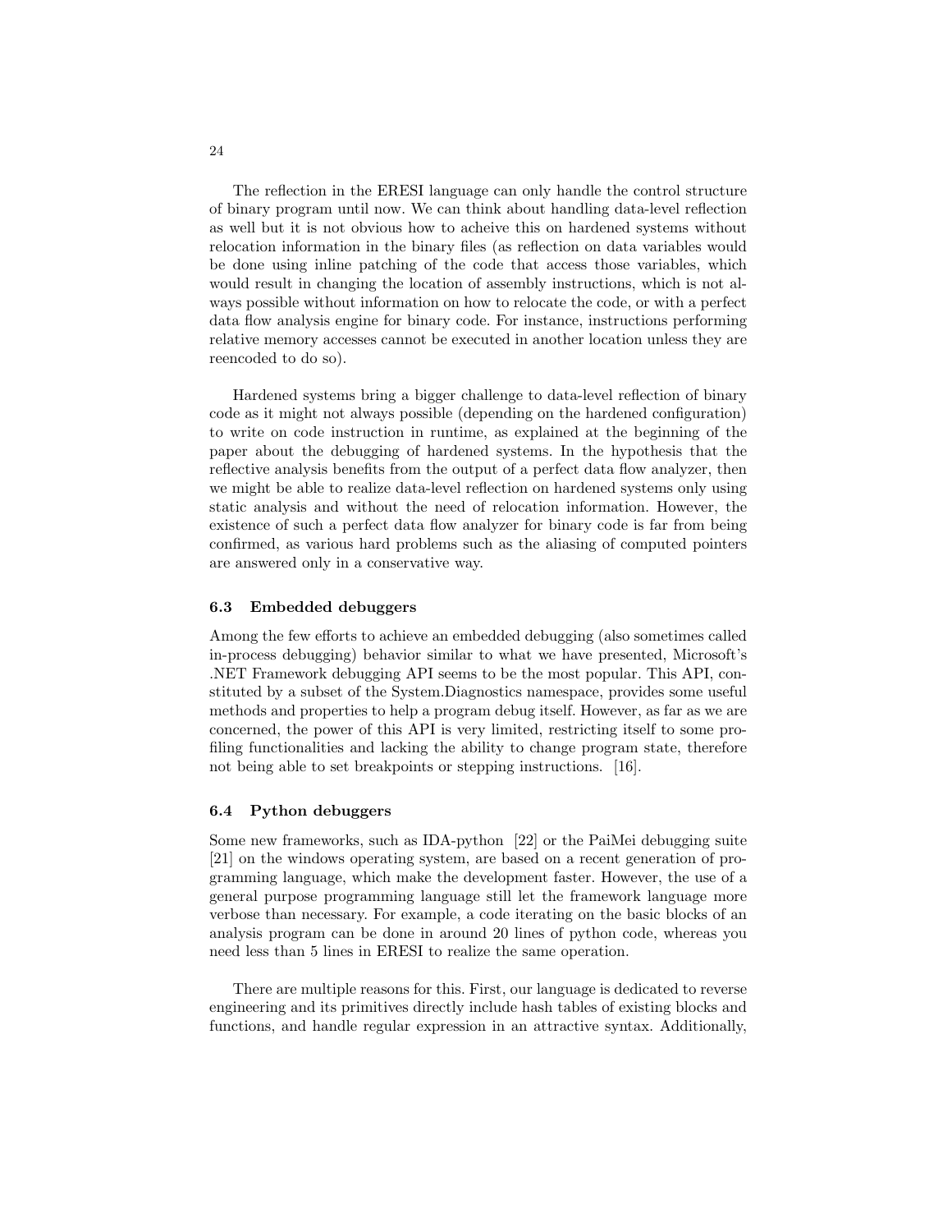The reflection in the ERESI language can only handle the control structure of binary program until now. We can think about handling data-level reflection as well but it is not obvious how to acheive this on hardened systems without relocation information in the binary files (as reflection on data variables would be done using inline patching of the code that access those variables, which would result in changing the location of assembly instructions, which is not always possible without information on how to relocate the code, or with a perfect data flow analysis engine for binary code. For instance, instructions performing relative memory accesses cannot be executed in another location unless they are reencoded to do so).

Hardened systems bring a bigger challenge to data-level reflection of binary code as it might not always possible (depending on the hardened configuration) to write on code instruction in runtime, as explained at the beginning of the paper about the debugging of hardened systems. In the hypothesis that the reflective analysis benefits from the output of a perfect data flow analyzer, then we might be able to realize data-level reflection on hardened systems only using static analysis and without the need of relocation information. However, the existence of such a perfect data flow analyzer for binary code is far from being confirmed, as various hard problems such as the aliasing of computed pointers are answered only in a conservative way.

### 6.3 Embedded debuggers

Among the few efforts to achieve an embedded debugging (also sometimes called in-process debugging) behavior similar to what we have presented, Microsoft's .NET Framework debugging API seems to be the most popular. This API, constituted by a subset of the System.Diagnostics namespace, provides some useful methods and properties to help a program debug itself. However, as far as we are concerned, the power of this API is very limited, restricting itself to some profiling functionalities and lacking the ability to change program state, therefore not being able to set breakpoints or stepping instructions. [16].

### 6.4 Python debuggers

Some new frameworks, such as IDA-python [22] or the PaiMei debugging suite [21] on the windows operating system, are based on a recent generation of programming language, which make the development faster. However, the use of a general purpose programming language still let the framework language more verbose than necessary. For example, a code iterating on the basic blocks of an analysis program can be done in around 20 lines of python code, whereas you need less than 5 lines in ERESI to realize the same operation.

There are multiple reasons for this. First, our language is dedicated to reverse engineering and its primitives directly include hash tables of existing blocks and functions, and handle regular expression in an attractive syntax. Additionally,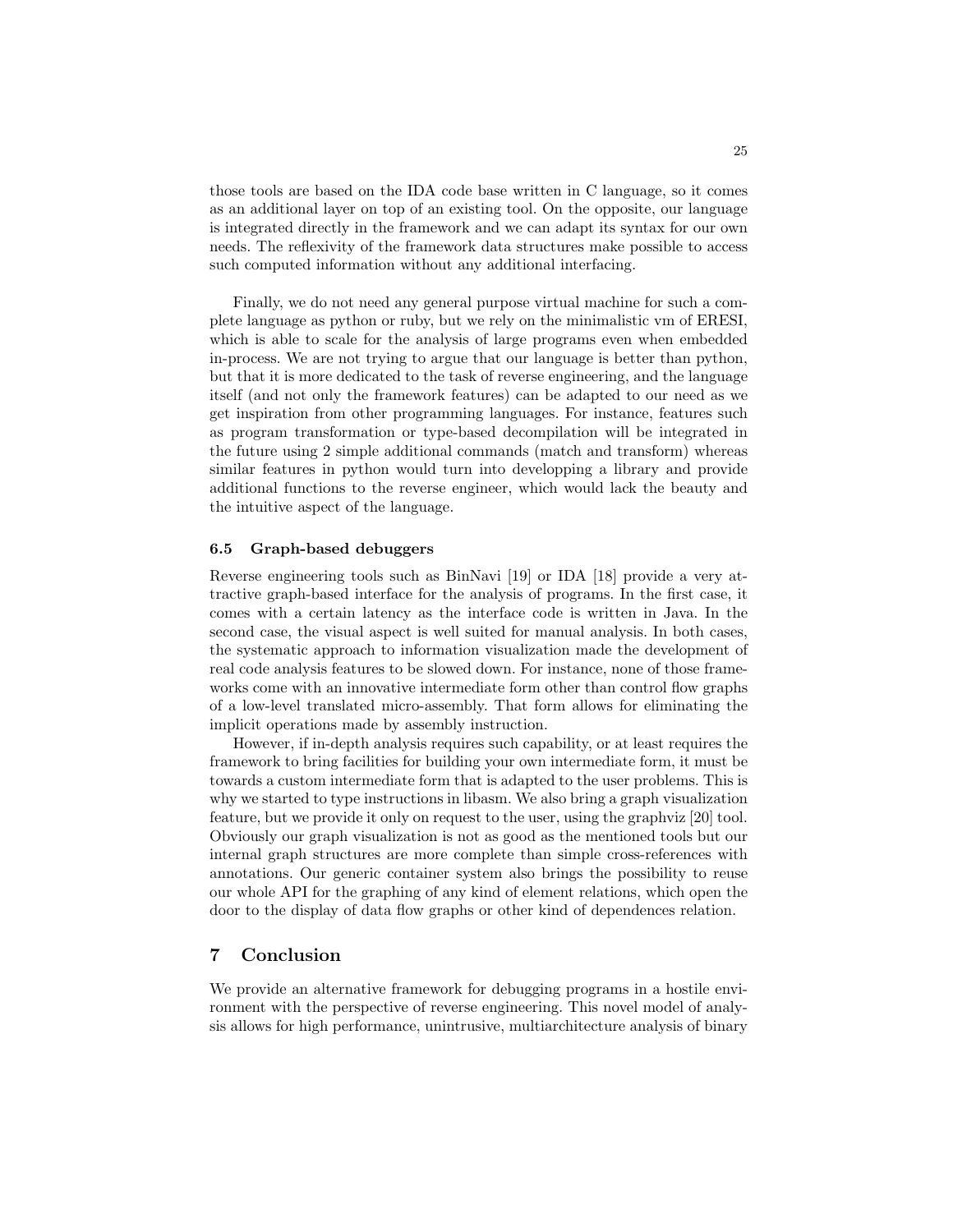those tools are based on the IDA code base written in C language, so it comes as an additional layer on top of an existing tool. On the opposite, our language is integrated directly in the framework and we can adapt its syntax for our own needs. The reflexivity of the framework data structures make possible to access such computed information without any additional interfacing.

Finally, we do not need any general purpose virtual machine for such a complete language as python or ruby, but we rely on the minimalistic vm of ERESI, which is able to scale for the analysis of large programs even when embedded in-process. We are not trying to argue that our language is better than python, but that it is more dedicated to the task of reverse engineering, and the language itself (and not only the framework features) can be adapted to our need as we get inspiration from other programming languages. For instance, features such as program transformation or type-based decompilation will be integrated in the future using 2 simple additional commands (match and transform) whereas similar features in python would turn into developping a library and provide additional functions to the reverse engineer, which would lack the beauty and the intuitive aspect of the language.

### 6.5 Graph-based debuggers

Reverse engineering tools such as BinNavi [19] or IDA [18] provide a very attractive graph-based interface for the analysis of programs. In the first case, it comes with a certain latency as the interface code is written in Java. In the second case, the visual aspect is well suited for manual analysis. In both cases, the systematic approach to information visualization made the development of real code analysis features to be slowed down. For instance, none of those frameworks come with an innovative intermediate form other than control flow graphs of a low-level translated micro-assembly. That form allows for eliminating the implicit operations made by assembly instruction.

However, if in-depth analysis requires such capability, or at least requires the framework to bring facilities for building your own intermediate form, it must be towards a custom intermediate form that is adapted to the user problems. This is why we started to type instructions in libasm. We also bring a graph visualization feature, but we provide it only on request to the user, using the graphviz [20] tool. Obviously our graph visualization is not as good as the mentioned tools but our internal graph structures are more complete than simple cross-references with annotations. Our generic container system also brings the possibility to reuse our whole API for the graphing of any kind of element relations, which open the door to the display of data flow graphs or other kind of dependences relation.

## 7 Conclusion

We provide an alternative framework for debugging programs in a hostile environment with the perspective of reverse engineering. This novel model of analysis allows for high performance, unintrusive, multiarchitecture analysis of binary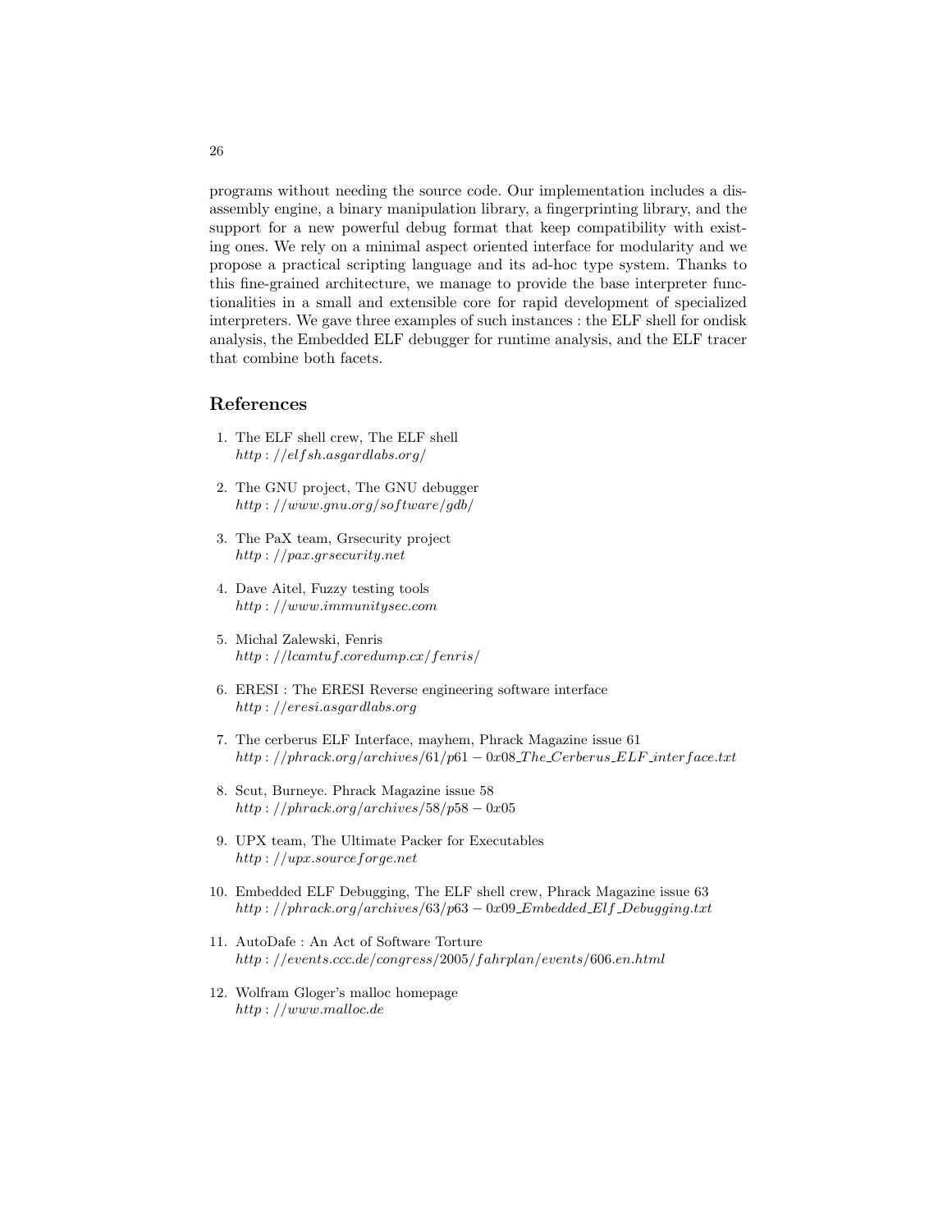programs without needing the source code. Our implementation includes a disassembly engine, a binary manipulation library, a fingerprinting library, and the support for a new powerful debug format that keep compatibility with existing ones. We rely on a minimal aspect oriented interface for modularity and we propose a practical scripting language and its ad-hoc type system. Thanks to this fine-grained architecture, we manage to provide the base interpreter functionalities in a small and extensible core for rapid development of specialized interpreters. We gave three examples of such instances : the ELF shell for ondisk analysis, the Embedded ELF debugger for runtime analysis, and the ELF tracer that combine both facets.

## References

1. The ELF shell crew, The ELF shell
   *http://elfsh.asgardlabs.org/*
2. The GNU project, The GNU debugger
   *http://www.gnu.org/software/gdb/*
3. The PaX team, Grsecurity project
   *http://pax.grsecurity.net*
4. Dave Aitel, Fuzzy testing tools
   *http://www.immunitysec.com*
5. Michal Zalewski, Fenris
   *http://lcamtuf.coredump.cx/fenris/*
6. ERESI : The ERESI Reverse engineering software interface
   *http://eresi.asgardlabs.org*
7. The cerberus ELF Interface, mayhem, Phrack Magazine issue 61
   *http://phrack.org/archives/61/p61-0x08_The_Cerberus_ELF_interface.txt*
8. Scut, Burneye. Phrack Magazine issue 58
   *http://phrack.org/archives/58/p58-0x05*
9. UPX team, The Ultimate Packer for Executables
   *http://upx.sourceforge.net*
10. Embedded ELF Debugging, The ELF shell crew, Phrack Magazine issue 63
    *http://phrack.org/archives/63/p63-0x09_Embedded_Elf_Debugging.txt*
11. AutoDafe : An Act of Software Torture
    *http://events.ccc.de/congress/2005/fahrplan/events/606.en.html*
12. Wolfram Gloger's malloc homepage
    *http://www.malloc.de*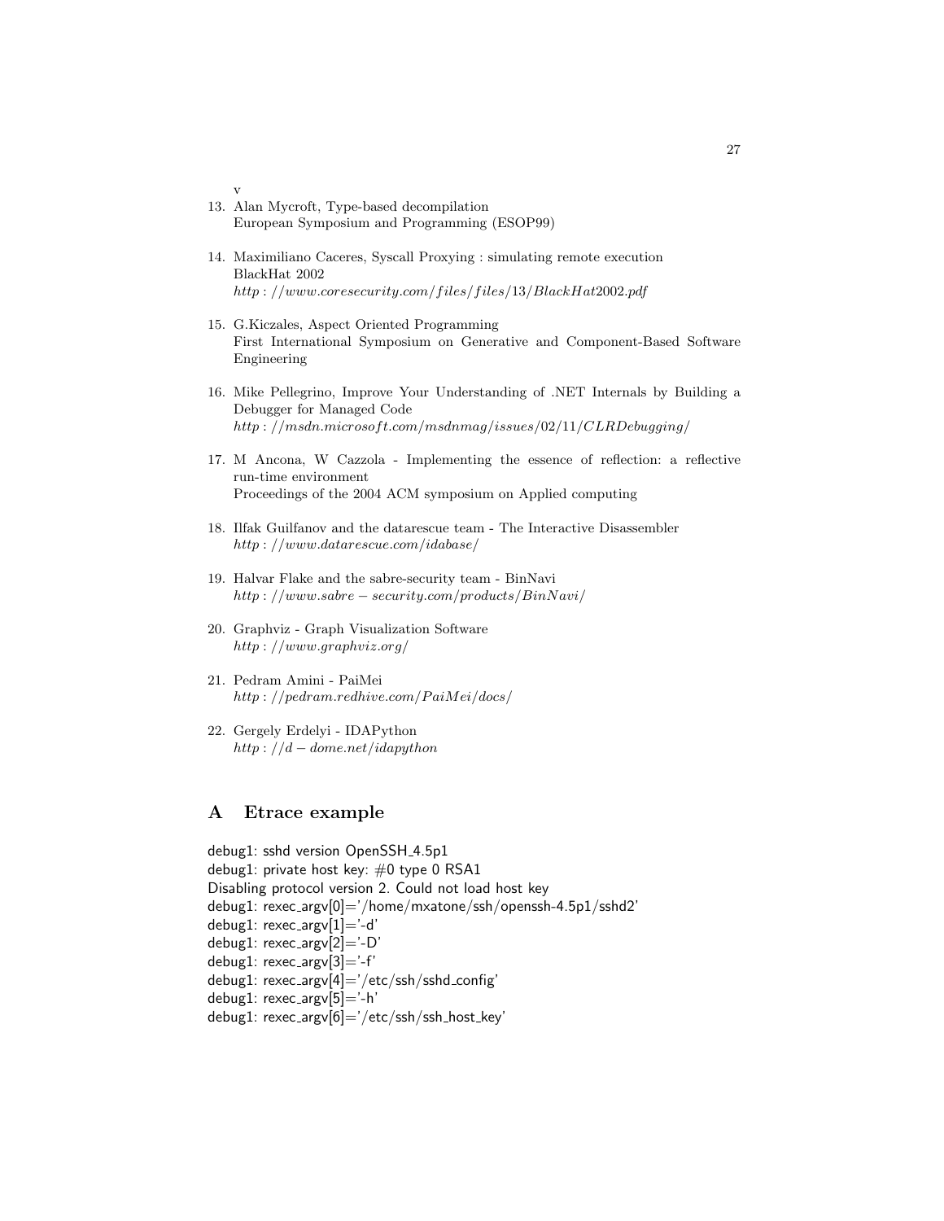v

13. Alan Mycroft, Type-based decompilation
    European Symposium and Programming (ESOP99)

14. Maximiliano Caceres, Syscall Proxying : simulating remote execution
    BlackHat 2002
    *http://www.coresecurity.com/files/files/13/BlackHat2002.pdf*

15. G.Kiczales, Aspect Oriented Programming
    First International Symposium on Generative and Component-Based Software Engineering

16. Mike Pellegrino, Improve Your Understanding of .NET Internals by Building a Debugger for Managed Code
    *http://msdn.microsoft.com/msdnmag/issues/02/11/CLRDebugging/*

17. M Ancona, W Cazzola - Implementing the essence of reflection: a reflective run-time environment
    Proceedings of the 2004 ACM symposium on Applied computing

18. Ilfak Guilfanov and the datarescue team - The Interactive Disassembler
    *http://www.datarescue.com/idabase/*

19. Halvar Flake and the sabre-security team - BinNavi
    *http://www.sabre-security.com/products/BinNavi/*

20. Graphviz - Graph Visualization Software
    *http://www.graphviz.org/*

21. Pedram Amini - PaiMei
    *http://pedram.redhive.com/PaiMei/docs/*

22. Gergely Erdelyi - IDAPython
    *http://d-dome.net/idapython*

## A Etrace example

```
debug1: sshd version OpenSSH_4.5p1
debug1: private host key: #0 type 0 RSA1
Disabling protocol version 2. Could not load host key
debug1: rexec_argv[0]='/home/mxatone/ssh/openssh-4.5p1/sshd2'
debug1: rexec_argv[1]='-d'
debug1: rexec_argv[2]='-D'
debug1: rexec_argv[3]='-f'
debug1: rexec_argv[4]='/etc/ssh/sshd_config'
debug1: rexec_argv[5]='-h'
debug1: rexec_argv[6]='/etc/ssh/ssh_host_key'
```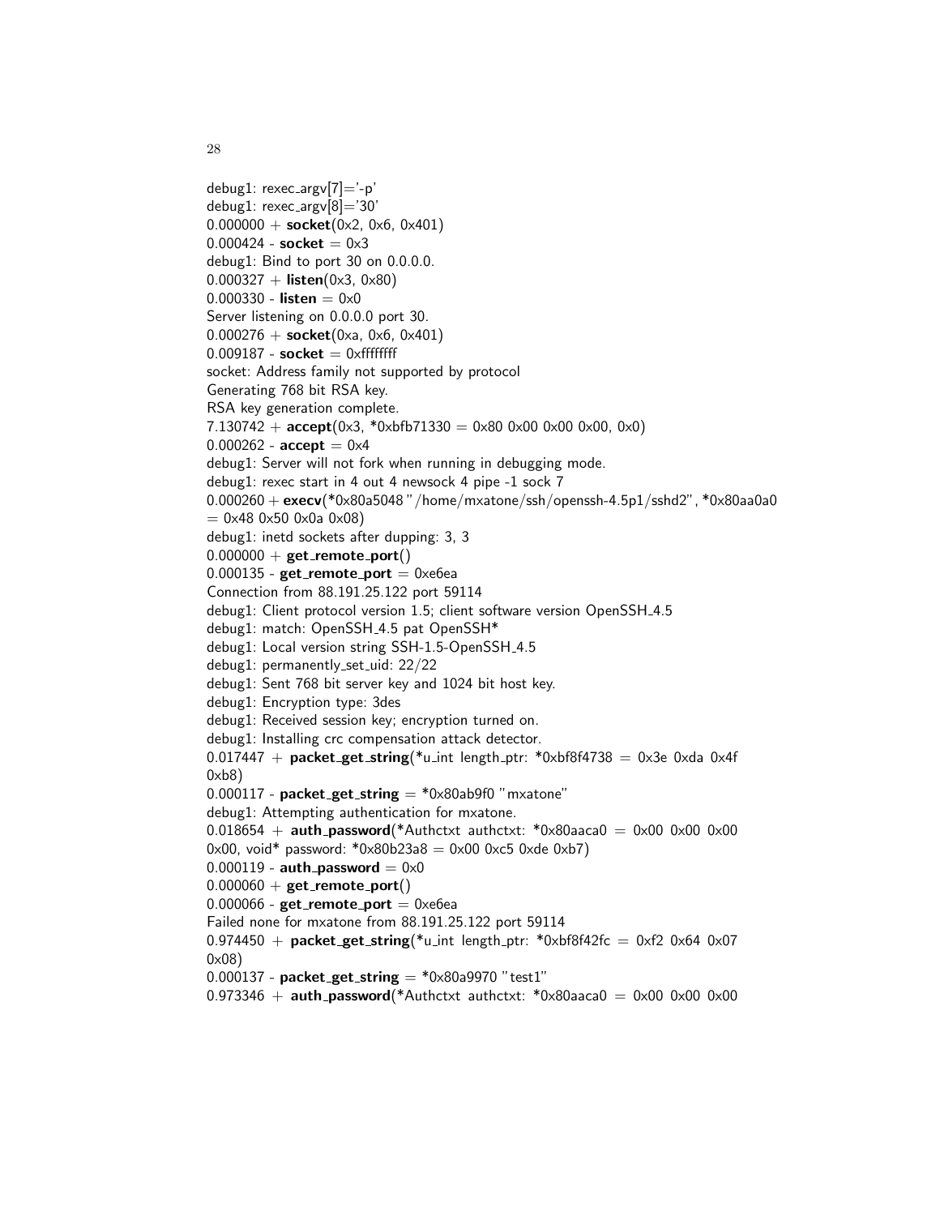debug1: rexec_argv[7]='-p'
debug1: rexec_argv[8]='30'
0.000000 + **socket**(0x2, 0x6, 0x401)
0.000424 - **socket** = 0x3
debug1: Bind to port 30 on 0.0.0.0.
0.000327 + **listen**(0x3, 0x80)
0.000330 - **listen** = 0x0
Server listening on 0.0.0.0 port 30.
0.000276 + **socket**(0xa, 0x6, 0x401)
0.009187 - **socket** = 0xffffffff
socket: Address family not supported by protocol
Generating 768 bit RSA key.
RSA key generation complete.
7.130742 + **accept**(0x3, *0xbfb71330 = 0x80 0x00 0x00 0x00, 0x0)
0.000262 - **accept** = 0x4
debug1: Server will not fork when running in debugging mode.
debug1: rexec start in 4 out 4 newsock 4 pipe -1 sock 7
0.000260 + **execv**(*0x80a5048 "/home/mxatone/ssh/openssh-4.5p1/sshd2", *0x80aa0a0 = 0x48 0x50 0x0a 0x08)
debug1: inetd sockets after dupping: 3, 3
0.000000 + **get_remote_port**()
0.000135 - **get_remote_port** = 0xe6ea
Connection from 88.191.25.122 port 59114
debug1: Client protocol version 1.5; client software version OpenSSH_4.5
debug1: match: OpenSSH_4.5 pat OpenSSH*
debug1: Local version string SSH-1.5-OpenSSH_4.5
debug1: permanently_set_uid: 22/22
debug1: Sent 768 bit server key and 1024 bit host key.
debug1: Encryption type: 3des
debug1: Received session key; encryption turned on.
debug1: Installing crc compensation attack detector.
0.017447 + **packet_get_string**(*u_int length_ptr: *0xbf8f4738 = 0x3e 0xda 0x4f 0xb8)
0.000117 - **packet_get_string** = *0x80ab9f0 "mxatone"
debug1: Attempting authentication for mxatone.
0.018654 + **auth_password**(*Authctxt authctxt: *0x80aaca0 = 0x00 0x00 0x00 0x00, void* password: *0x80b23a8 = 0x00 0xc5 0xde 0xb7)
0.000119 - **auth_password** = 0x0
0.000060 + **get_remote_port**()
0.000066 - **get_remote_port** = 0xe6ea
Failed none for mxatone from 88.191.25.122 port 59114
0.974450 + **packet_get_string**(*u_int length_ptr: *0xbf8f42fc = 0xf2 0x64 0x07 0x08)
0.000137 - **packet_get_string** = *0x80a9970 "test1"
0.973346 + **auth_password**(*Authctxt authctxt: *0x80aaca0 = 0x00 0x00 0x00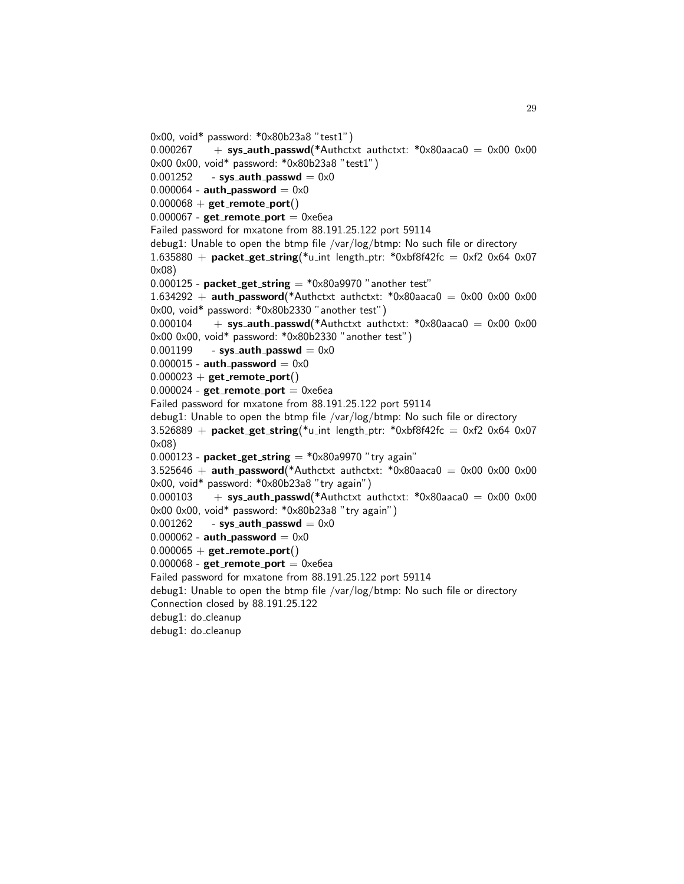0x00, void* password: *0x80b23a8 "test1")
0.000267 + **sys_auth_passwd**(*Authctxt authctxt: *0x80aaca0 = 0x00 0x00 0x00 0x00, void* password: *0x80b23a8 "test1")
0.001252 - **sys_auth_passwd** = 0x0
0.000064 - **auth_password** = 0x0
0.000068 + **get_remote_port**()
0.000067 - **get_remote_port** = 0xe6ea
Failed password for mxatone from 88.191.25.122 port 59114
debug1: Unable to open the btmp file /var/log/btmp: No such file or directory
1.635880 + **packet_get_string**(*u_int length_ptr: *0xbf8f42fc = 0xf2 0x64 0x07 0x08)
0.000125 - **packet_get_string** = *0x80a9970 "another test"
1.634292 + **auth_password**(*Authctxt authctxt: *0x80aaca0 = 0x00 0x00 0x00 0x00, void* password: *0x80b2330 "another test")
0.000104 + **sys_auth_passwd**(*Authctxt authctxt: *0x80aaca0 = 0x00 0x00 0x00 0x00, void* password: *0x80b2330 "another test")
0.001199 - **sys_auth_passwd** = 0x0
0.000015 - **auth_password** = 0x0
0.000023 + **get_remote_port**()
0.000024 - **get_remote_port** = 0xe6ea
Failed password for mxatone from 88.191.25.122 port 59114
debug1: Unable to open the btmp file /var/log/btmp: No such file or directory
3.526889 + **packet_get_string**(*u_int length_ptr: *0xbf8f42fc = 0xf2 0x64 0x07 0x08)
0.000123 - **packet_get_string** = *0x80a9970 "try again"
3.525646 + **auth_password**(*Authctxt authctxt: *0x80aaca0 = 0x00 0x00 0x00 0x00, void* password: *0x80b23a8 "try again")
0.000103 + **sys_auth_passwd**(*Authctxt authctxt: *0x80aaca0 = 0x00 0x00 0x00 0x00, void* password: *0x80b23a8 "try again")
0.001262 - **sys_auth_passwd** = 0x0
0.000062 - **auth_password** = 0x0
0.000065 + **get_remote_port**()
0.000068 - **get_remote_port** = 0xe6ea
Failed password for mxatone from 88.191.25.122 port 59114
debug1: Unable to open the btmp file /var/log/btmp: No such file or directory
Connection closed by 88.191.25.122
debug1: do_cleanup
debug1: do_cleanup